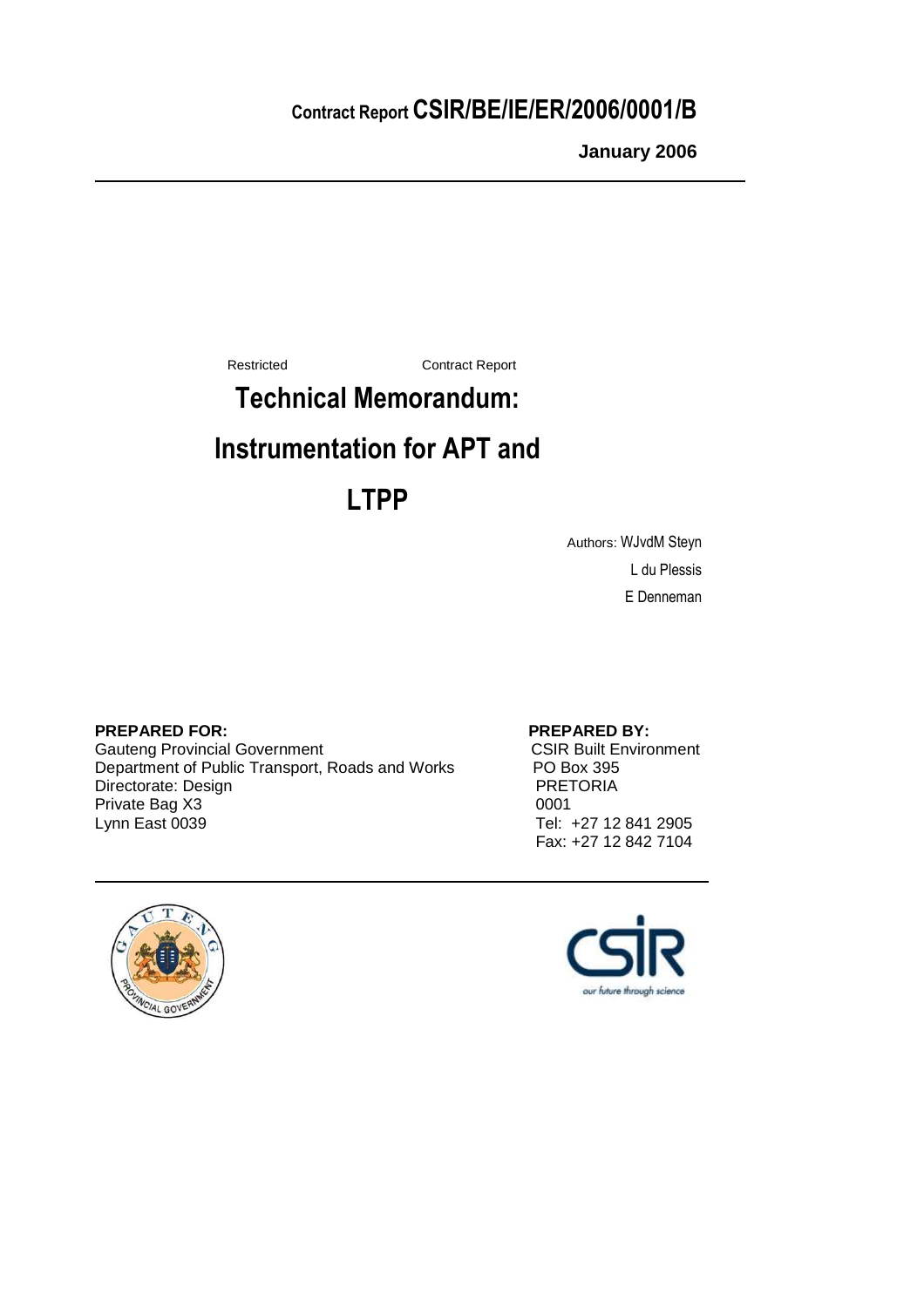**Contract Report CSIR/BE/IE/ER/2006/0001/B**

**January 2006**

---

Restricted                    Contract Report

# Technical Memorandum: Instrumentation for APT and LTPP

Authors: WJvdM Steyn
L du Plessis
E Denneman

**PREPARED FOR:**
Gauteng Provincial Government
Department of Public Transport, Roads and Works
Directorate: Design
Private Bag X3
Lynn East 0039

**PREPARED BY:**
CSIR Built Environment
PO Box 395
PRETORIA
0001
Tel: +27 12 841 2905
Fax: +27 12 842 7104

---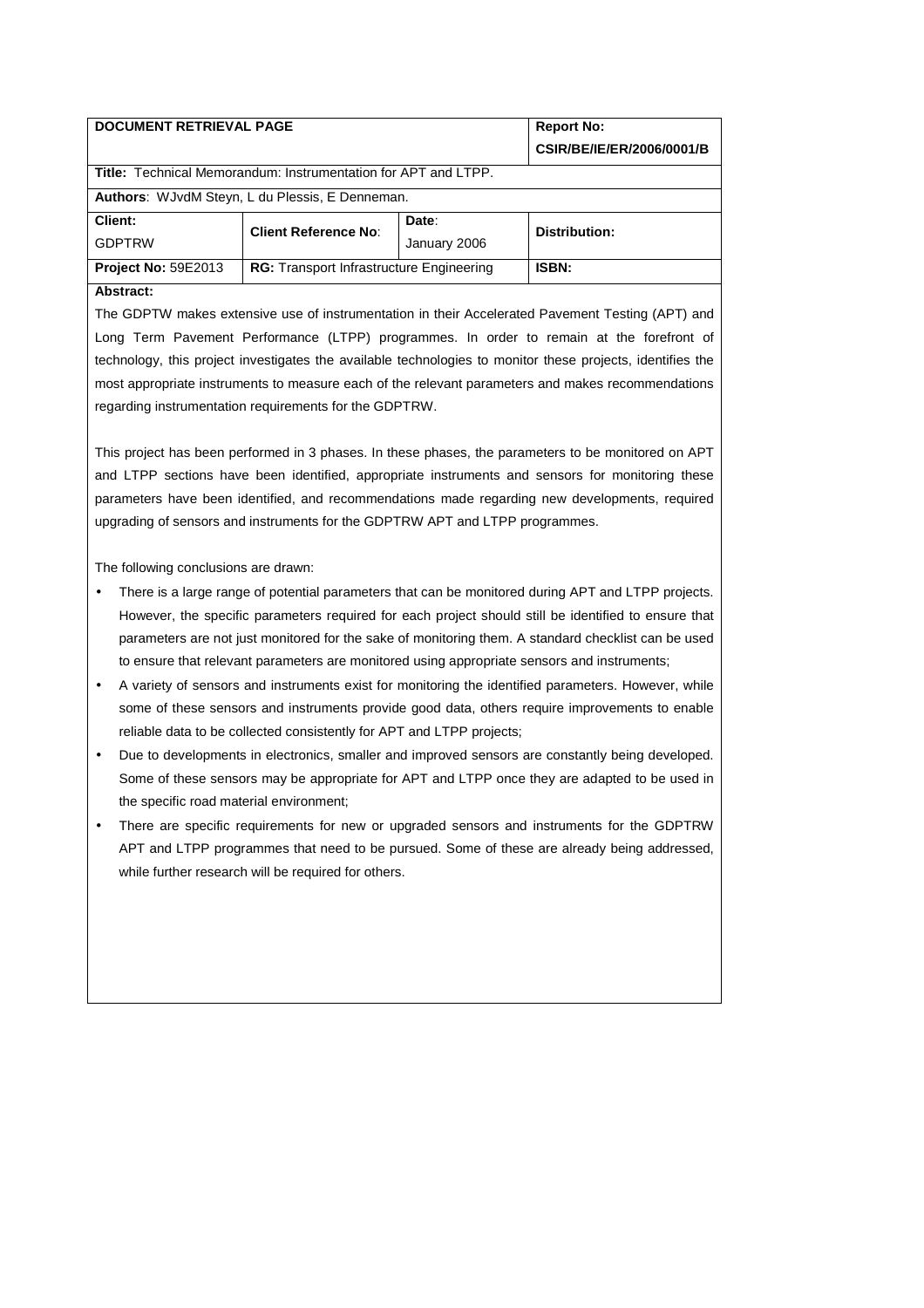| DOCUMENT RETRIEVAL PAGE | | | Report No: CSIR/BE/IE/ER/2006/0001/B |
| --- | --- | --- | --- |
| **Title:** Technical Memorandum: Instrumentation for APT and LTPP. | | | |
| **Authors**: WJvdM Steyn, L du Plessis, E Denneman. | | | |
| **Client:** GDPTRW | **Client Reference No**: | **Date**: January 2006 | **Distribution:** |
| **Project No:** 59E2013 | **RG:** Transport Infrastructure Engineering | | **ISBN:** |

**Abstract:**

The GDPTW makes extensive use of instrumentation in their Accelerated Pavement Testing (APT) and Long Term Pavement Performance (LTPP) programmes. In order to remain at the forefront of technology, this project investigates the available technologies to monitor these projects, identifies the most appropriate instruments to measure each of the relevant parameters and makes recommendations regarding instrumentation requirements for the GDPTRW.

This project has been performed in 3 phases. In these phases, the parameters to be monitored on APT and LTPP sections have been identified, appropriate instruments and sensors for monitoring these parameters have been identified, and recommendations made regarding new developments, required upgrading of sensors and instruments for the GDPTRW APT and LTPP programmes.

The following conclusions are drawn:

- There is a large range of potential parameters that can be monitored during APT and LTPP projects. However, the specific parameters required for each project should still be identified to ensure that parameters are not just monitored for the sake of monitoring them. A standard checklist can be used to ensure that relevant parameters are monitored using appropriate sensors and instruments;
- A variety of sensors and instruments exist for monitoring the identified parameters. However, while some of these sensors and instruments provide good data, others require improvements to enable reliable data to be collected consistently for APT and LTPP projects;
- Due to developments in electronics, smaller and improved sensors are constantly being developed. Some of these sensors may be appropriate for APT and LTPP once they are adapted to be used in the specific road material environment;
- There are specific requirements for new or upgraded sensors and instruments for the GDPTRW APT and LTPP programmes that need to be pursued. Some of these are already being addressed, while further research will be required for others.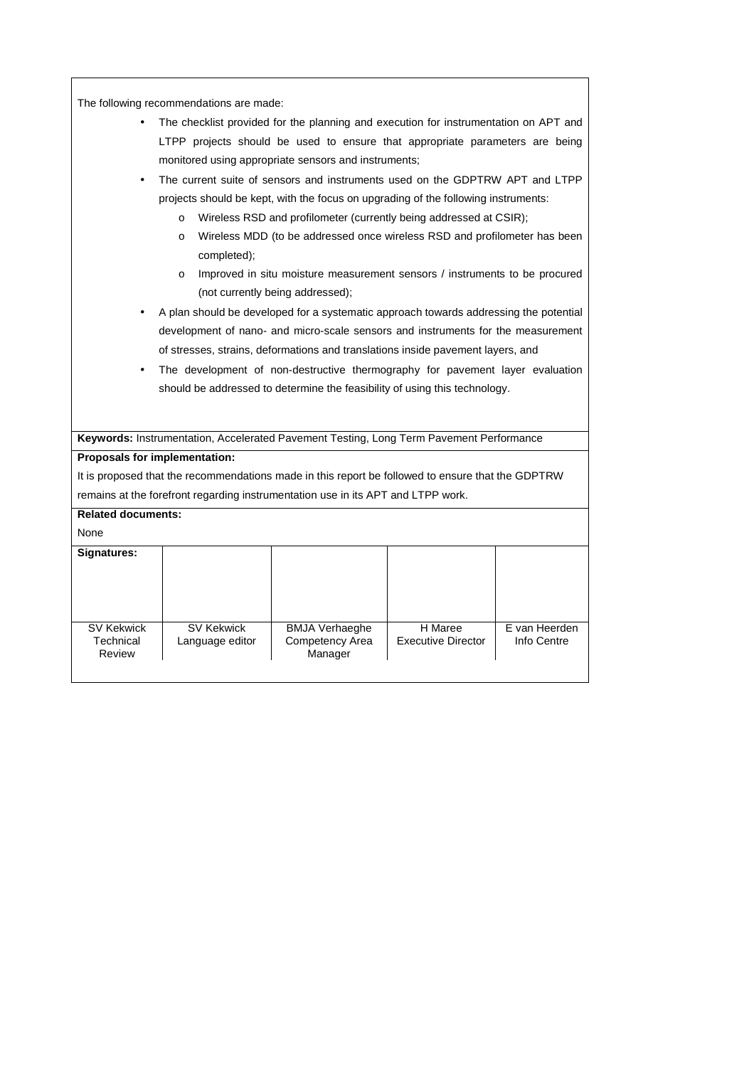The following recommendations are made:

- The checklist provided for the planning and execution for instrumentation on APT and LTPP projects should be used to ensure that appropriate parameters are being monitored using appropriate sensors and instruments;
- The current suite of sensors and instruments used on the GDPTRW APT and LTPP projects should be kept, with the focus on upgrading of the following instruments:
    - Wireless RSD and profilometer (currently being addressed at CSIR);
    - Wireless MDD (to be addressed once wireless RSD and profilometer has been completed);
    - Improved in situ moisture measurement sensors / instruments to be procured (not currently being addressed);
- A plan should be developed for a systematic approach towards addressing the potential development of nano- and micro-scale sensors and instruments for the measurement of stresses, strains, deformations and translations inside pavement layers, and
- The development of non-destructive thermography for pavement layer evaluation should be addressed to determine the feasibility of using this technology.

**Keywords:** Instrumentation, Accelerated Pavement Testing, Long Term Pavement Performance

**Proposals for implementation:**

It is proposed that the recommendations made in this report be followed to ensure that the GDPTRW remains at the forefront regarding instrumentation use in its APT and LTPP work.

**Related documents:**

None

| **Signatures:** | | | | |
|---|---|---|---|---|
| SV Kekwick<br>Technical Review | SV Kekwick<br>Language editor | BMJA Verhaeghe<br>Competency Area Manager | H Maree<br>Executive Director | E van Heerden<br>Info Centre |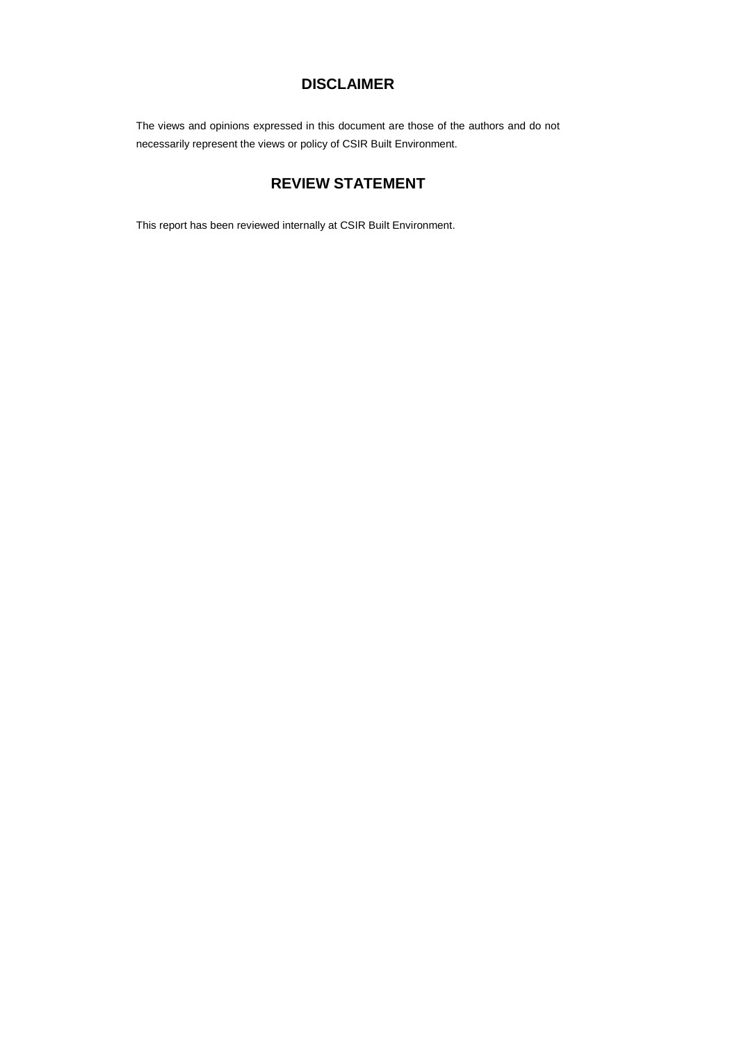## DISCLAIMER

The views and opinions expressed in this document are those of the authors and do not necessarily represent the views or policy of CSIR Built Environment.

## REVIEW STATEMENT

This report has been reviewed internally at CSIR Built Environment.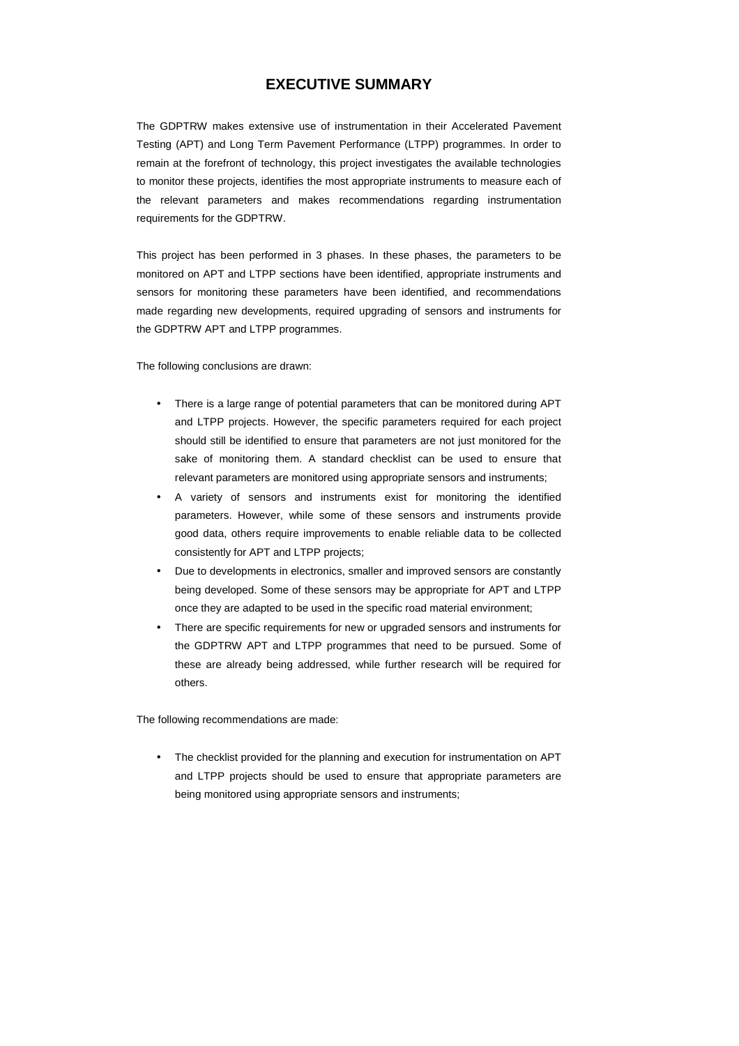# EXECUTIVE SUMMARY

The GDPTRW makes extensive use of instrumentation in their Accelerated Pavement Testing (APT) and Long Term Pavement Performance (LTPP) programmes. In order to remain at the forefront of technology, this project investigates the available technologies to monitor these projects, identifies the most appropriate instruments to measure each of the relevant parameters and makes recommendations regarding instrumentation requirements for the GDPTRW.

This project has been performed in 3 phases. In these phases, the parameters to be monitored on APT and LTPP sections have been identified, appropriate instruments and sensors for monitoring these parameters have been identified, and recommendations made regarding new developments, required upgrading of sensors and instruments for the GDPTRW APT and LTPP programmes.

The following conclusions are drawn:

- There is a large range of potential parameters that can be monitored during APT and LTPP projects. However, the specific parameters required for each project should still be identified to ensure that parameters are not just monitored for the sake of monitoring them. A standard checklist can be used to ensure that relevant parameters are monitored using appropriate sensors and instruments;
- A variety of sensors and instruments exist for monitoring the identified parameters. However, while some of these sensors and instruments provide good data, others require improvements to enable reliable data to be collected consistently for APT and LTPP projects;
- Due to developments in electronics, smaller and improved sensors are constantly being developed. Some of these sensors may be appropriate for APT and LTPP once they are adapted to be used in the specific road material environment;
- There are specific requirements for new or upgraded sensors and instruments for the GDPTRW APT and LTPP programmes that need to be pursued. Some of these are already being addressed, while further research will be required for others.

The following recommendations are made:

- The checklist provided for the planning and execution for instrumentation on APT and LTPP projects should be used to ensure that appropriate parameters are being monitored using appropriate sensors and instruments;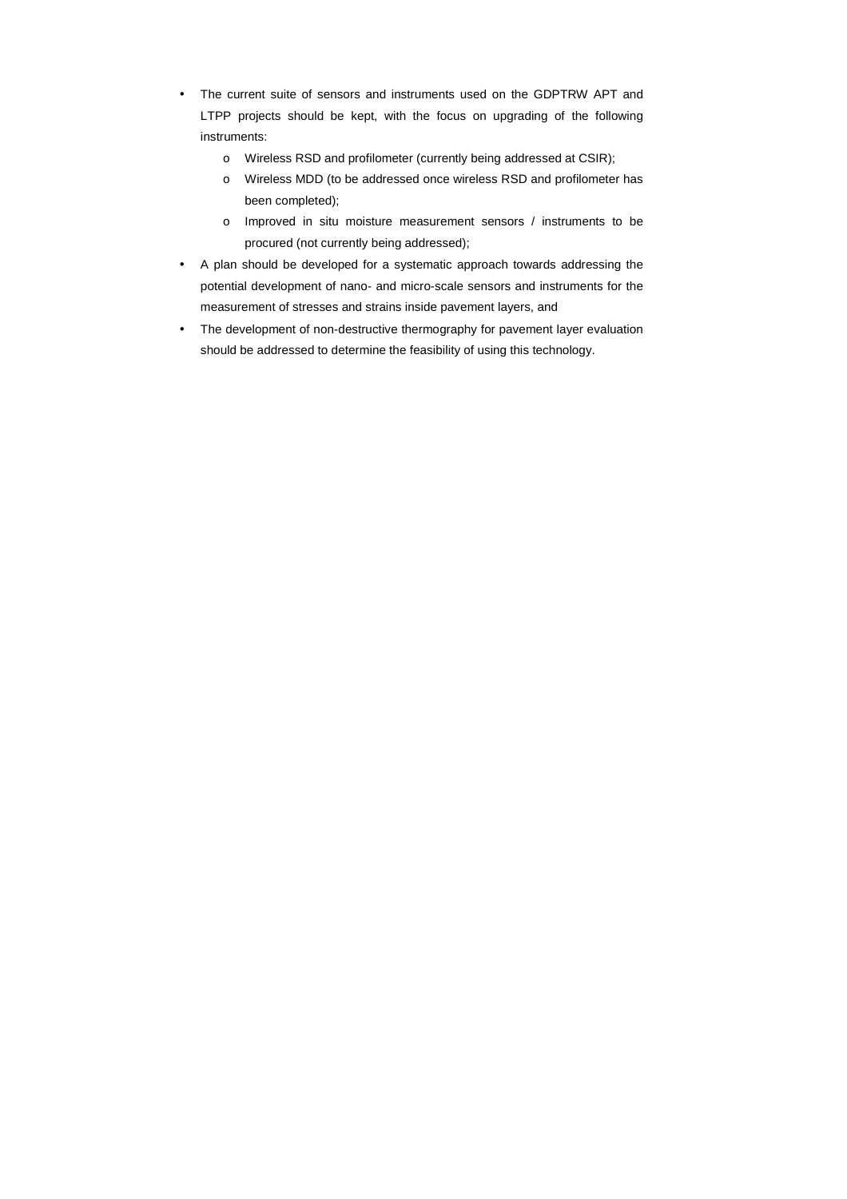- The current suite of sensors and instruments used on the GDPTRW APT and LTPP projects should be kept, with the focus on upgrading of the following instruments:
  - Wireless RSD and profilometer (currently being addressed at CSIR);
  - Wireless MDD (to be addressed once wireless RSD and profilometer has been completed);
  - Improved in situ moisture measurement sensors / instruments to be procured (not currently being addressed);
- A plan should be developed for a systematic approach towards addressing the potential development of nano- and micro-scale sensors and instruments for the measurement of stresses and strains inside pavement layers, and
- The development of non-destructive thermography for pavement layer evaluation should be addressed to determine the feasibility of using this technology.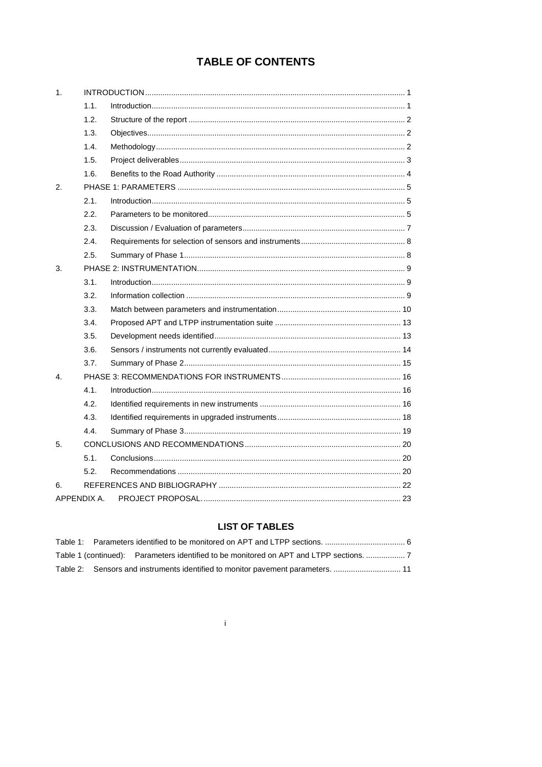# TABLE OF CONTENTS

| | | | |
|---|---|---|---|
| 1. | | INTRODUCTION | 1 |
| | 1.1. | Introduction | 1 |
| | 1.2. | Structure of the report | 2 |
| | 1.3. | Objectives | 2 |
| | 1.4. | Methodology | 2 |
| | 1.5. | Project deliverables | 3 |
| | 1.6. | Benefits to the Road Authority | 4 |
| 2. | | PHASE 1: PARAMETERS | 5 |
| | 2.1. | Introduction | 5 |
| | 2.2. | Parameters to be monitored | 5 |
| | 2.3. | Discussion / Evaluation of parameters | 7 |
| | 2.4. | Requirements for selection of sensors and instruments | 8 |
| | 2.5. | Summary of Phase 1 | 8 |
| 3. | | PHASE 2: INSTRUMENTATION | 9 |
| | 3.1. | Introduction | 9 |
| | 3.2. | Information collection | 9 |
| | 3.3. | Match between parameters and instrumentation | 10 |
| | 3.4. | Proposed APT and LTPP instrumentation suite | 13 |
| | 3.5. | Development needs identified | 13 |
| | 3.6. | Sensors / instruments not currently evaluated | 14 |
| | 3.7. | Summary of Phase 2 | 15 |
| 4. | | PHASE 3: RECOMMENDATIONS FOR INSTRUMENTS | 16 |
| | 4.1. | Introduction | 16 |
| | 4.2. | Identified requirements in new instruments | 16 |
| | 4.3. | Identified requirements in upgraded instruments | 18 |
| | 4.4. | Summary of Phase 3 | 19 |
| 5. | | CONCLUSIONS AND RECOMMENDATIONS | 20 |
| | 5.1. | Conclusions | 20 |
| | 5.2. | Recommendations | 20 |
| 6. | | REFERENCES AND BIBLIOGRAPHY | 22 |
| APPENDIX A. | | PROJECT PROPOSAL. | 23 |

## LIST OF TABLES

| | | |
|---|---|---|
| Table 1: | Parameters identified to be monitored on APT and LTPP sections. | 6 |
| Table 1 (continued): | Parameters identified to be monitored on APT and LTPP sections. | 7 |
| Table 2: | Sensors and instruments identified to monitor pavement parameters. | 11 |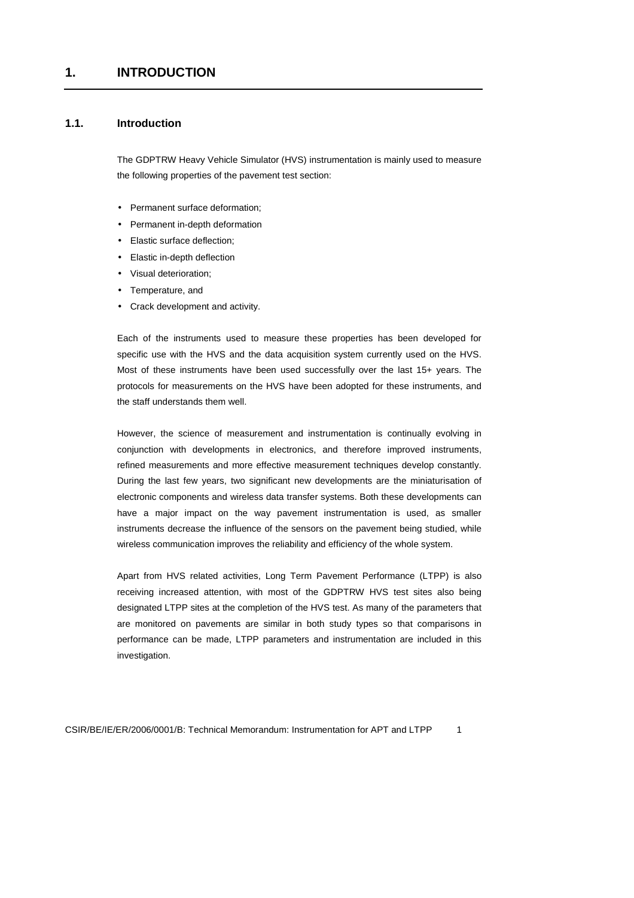# 1. INTRODUCTION

## 1.1. Introduction

The GDPTRW Heavy Vehicle Simulator (HVS) instrumentation is mainly used to measure the following properties of the pavement test section:

- Permanent surface deformation;
- Permanent in-depth deformation
- Elastic surface deflection;
- Elastic in-depth deflection
- Visual deterioration;
- Temperature, and
- Crack development and activity.

Each of the instruments used to measure these properties has been developed for specific use with the HVS and the data acquisition system currently used on the HVS. Most of these instruments have been used successfully over the last 15+ years. The protocols for measurements on the HVS have been adopted for these instruments, and the staff understands them well.

However, the science of measurement and instrumentation is continually evolving in conjunction with developments in electronics, and therefore improved instruments, refined measurements and more effective measurement techniques develop constantly. During the last few years, two significant new developments are the miniaturisation of electronic components and wireless data transfer systems. Both these developments can have a major impact on the way pavement instrumentation is used, as smaller instruments decrease the influence of the sensors on the pavement being studied, while wireless communication improves the reliability and efficiency of the whole system.

Apart from HVS related activities, Long Term Pavement Performance (LTPP) is also receiving increased attention, with most of the GDPTRW HVS test sites also being designated LTPP sites at the completion of the HVS test. As many of the parameters that are monitored on pavements are similar in both study types so that comparisons in performance can be made, LTPP parameters and instrumentation are included in this investigation.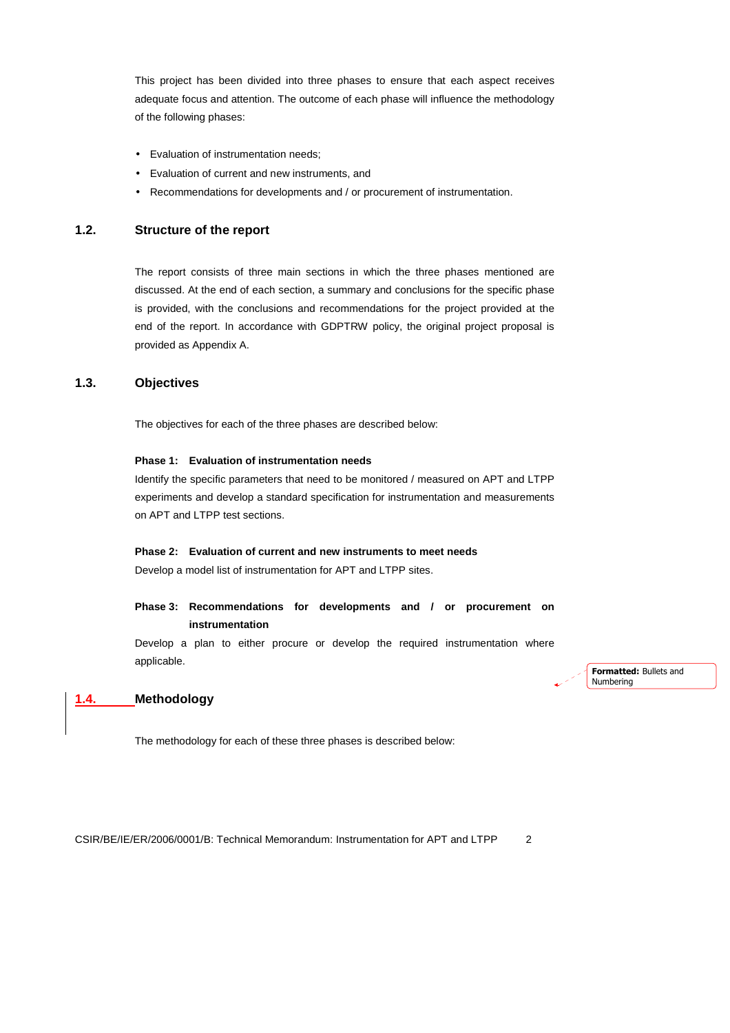This project has been divided into three phases to ensure that each aspect receives adequate focus and attention. The outcome of each phase will influence the methodology of the following phases:

- Evaluation of instrumentation needs;
- Evaluation of current and new instruments, and
- Recommendations for developments and / or procurement of instrumentation.

## 1.2. Structure of the report

The report consists of three main sections in which the three phases mentioned are discussed. At the end of each section, a summary and conclusions for the specific phase is provided, with the conclusions and recommendations for the project provided at the end of the report. In accordance with GDPTRW policy, the original project proposal is provided as Appendix A.

## 1.3. Objectives

The objectives for each of the three phases are described below:

**Phase 1: Evaluation of instrumentation needs**

Identify the specific parameters that need to be monitored / measured on APT and LTPP experiments and develop a standard specification for instrumentation and measurements on APT and LTPP test sections.

**Phase 2: Evaluation of current and new instruments to meet needs**

Develop a model list of instrumentation for APT and LTPP sites.

**Phase 3: Recommendations for developments and / or procurement on instrumentation**

Develop a plan to either procure or develop the required instrumentation where applicable.

## 1.4. Methodology

The methodology for each of these three phases is described below: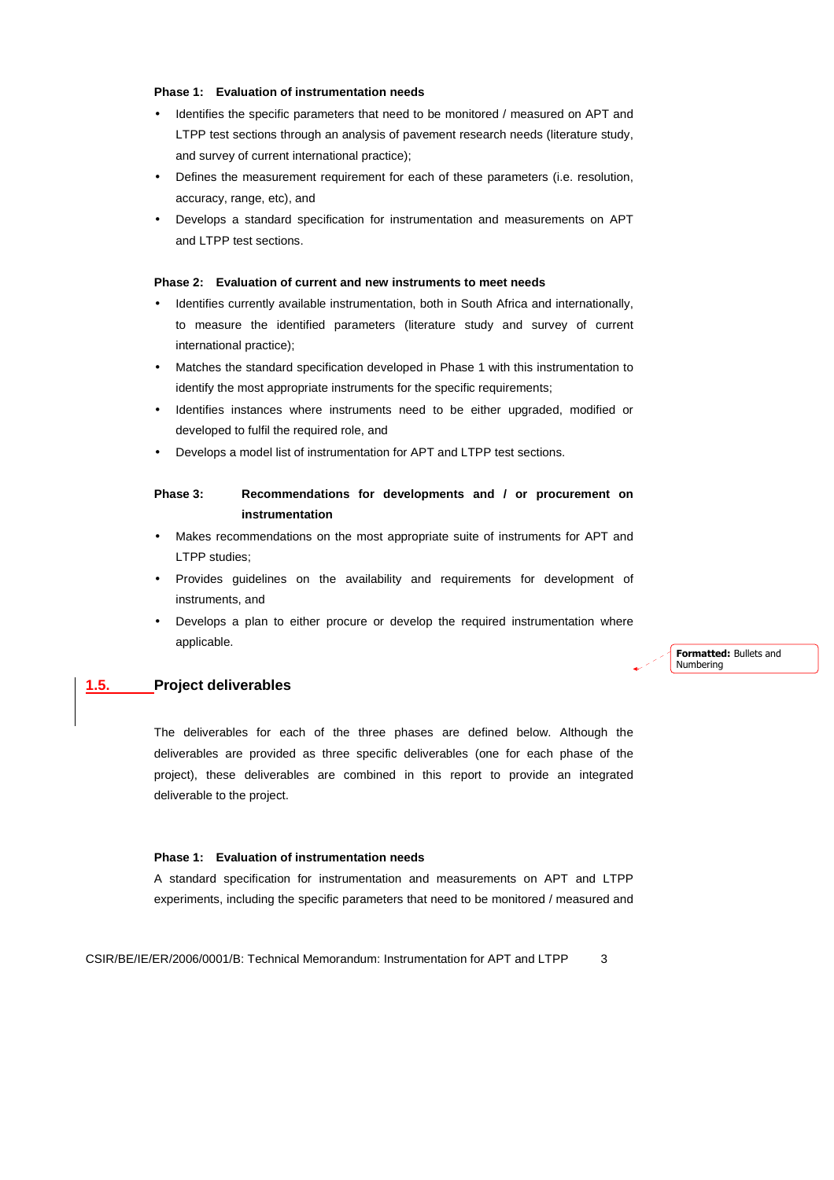**Phase 1: Evaluation of instrumentation needs**

- Identifies the specific parameters that need to be monitored / measured on APT and LTPP test sections through an analysis of pavement research needs (literature study, and survey of current international practice);
- Defines the measurement requirement for each of these parameters (i.e. resolution, accuracy, range, etc), and
- Develops a standard specification for instrumentation and measurements on APT and LTPP test sections.

**Phase 2: Evaluation of current and new instruments to meet needs**

- Identifies currently available instrumentation, both in South Africa and internationally, to measure the identified parameters (literature study and survey of current international practice);
- Matches the standard specification developed in Phase 1 with this instrumentation to identify the most appropriate instruments for the specific requirements;
- Identifies instances where instruments need to be either upgraded, modified or developed to fulfil the required role, and
- Develops a model list of instrumentation for APT and LTPP test sections.

**Phase 3: Recommendations for developments and / or procurement on instrumentation**

- Makes recommendations on the most appropriate suite of instruments for APT and LTPP studies;
- Provides guidelines on the availability and requirements for development of instruments, and
- Develops a plan to either procure or develop the required instrumentation where applicable.

## 1.5. Project deliverables

The deliverables for each of the three phases are defined below. Although the deliverables are provided as three specific deliverables (one for each phase of the project), these deliverables are combined in this report to provide an integrated deliverable to the project.

**Phase 1: Evaluation of instrumentation needs**

A standard specification for instrumentation and measurements on APT and LTPP experiments, including the specific parameters that need to be monitored / measured and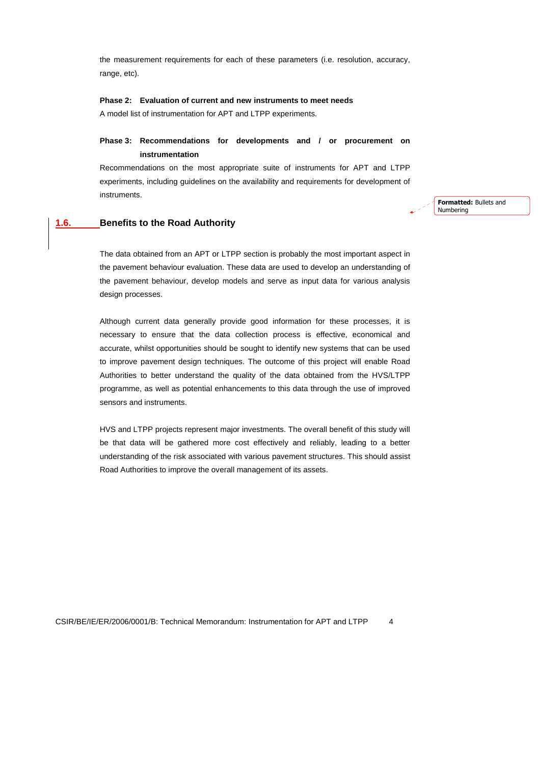the measurement requirements for each of these parameters (i.e. resolution, accuracy, range, etc).

**Phase 2: Evaluation of current and new instruments to meet needs**

A model list of instrumentation for APT and LTPP experiments.

**Phase 3: Recommendations for developments and / or procurement on instrumentation**

Recommendations on the most appropriate suite of instruments for APT and LTPP experiments, including guidelines on the availability and requirements for development of instruments.

## 1.6. Benefits to the Road Authority

The data obtained from an APT or LTPP section is probably the most important aspect in the pavement behaviour evaluation. These data are used to develop an understanding of the pavement behaviour, develop models and serve as input data for various analysis design processes.

Although current data generally provide good information for these processes, it is necessary to ensure that the data collection process is effective, economical and accurate, whilst opportunities should be sought to identify new systems that can be used to improve pavement design techniques. The outcome of this project will enable Road Authorities to better understand the quality of the data obtained from the HVS/LTPP programme, as well as potential enhancements to this data through the use of improved sensors and instruments.

HVS and LTPP projects represent major investments. The overall benefit of this study will be that data will be gathered more cost effectively and reliably, leading to a better understanding of the risk associated with various pavement structures. This should assist Road Authorities to improve the overall management of its assets.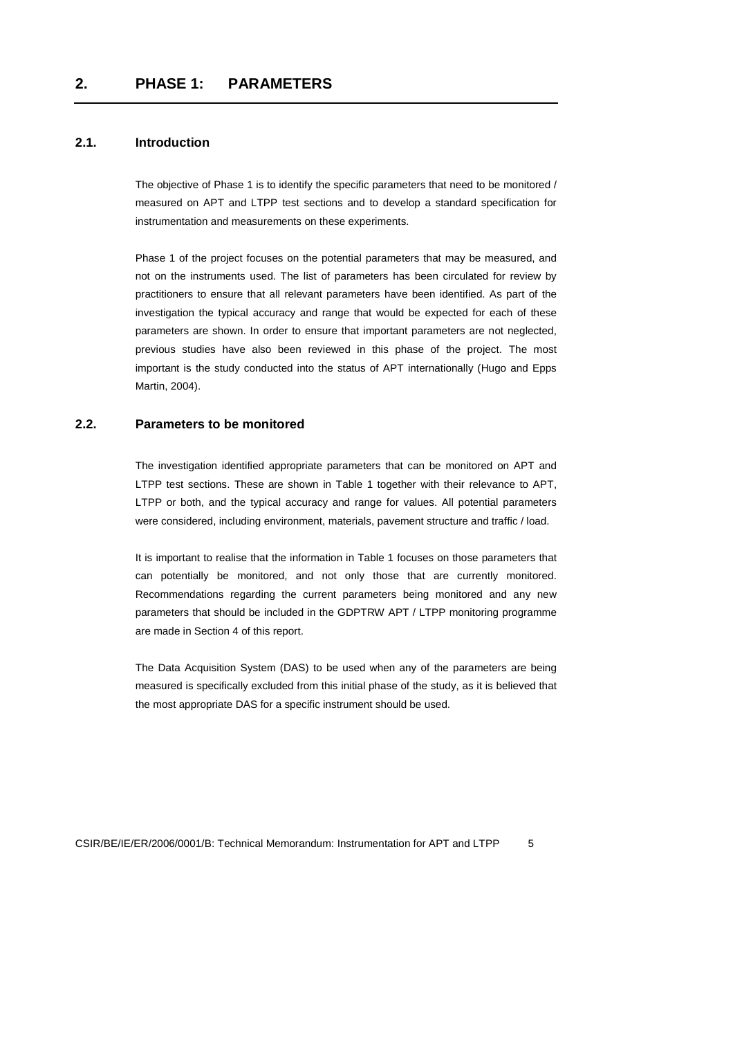# 2. PHASE 1: PARAMETERS

## 2.1. Introduction

The objective of Phase 1 is to identify the specific parameters that need to be monitored / measured on APT and LTPP test sections and to develop a standard specification for instrumentation and measurements on these experiments.

Phase 1 of the project focuses on the potential parameters that may be measured, and not on the instruments used. The list of parameters has been circulated for review by practitioners to ensure that all relevant parameters have been identified. As part of the investigation the typical accuracy and range that would be expected for each of these parameters are shown. In order to ensure that important parameters are not neglected, previous studies have also been reviewed in this phase of the project. The most important is the study conducted into the status of APT internationally (Hugo and Epps Martin, 2004).

## 2.2. Parameters to be monitored

The investigation identified appropriate parameters that can be monitored on APT and LTPP test sections. These are shown in Table 1 together with their relevance to APT, LTPP or both, and the typical accuracy and range for values. All potential parameters were considered, including environment, materials, pavement structure and traffic / load.

It is important to realise that the information in Table 1 focuses on those parameters that can potentially be monitored, and not only those that are currently monitored. Recommendations regarding the current parameters being monitored and any new parameters that should be included in the GDPTRW APT / LTPP monitoring programme are made in Section 4 of this report.

The Data Acquisition System (DAS) to be used when any of the parameters are being measured is specifically excluded from this initial phase of the study, as it is believed that the most appropriate DAS for a specific instrument should be used.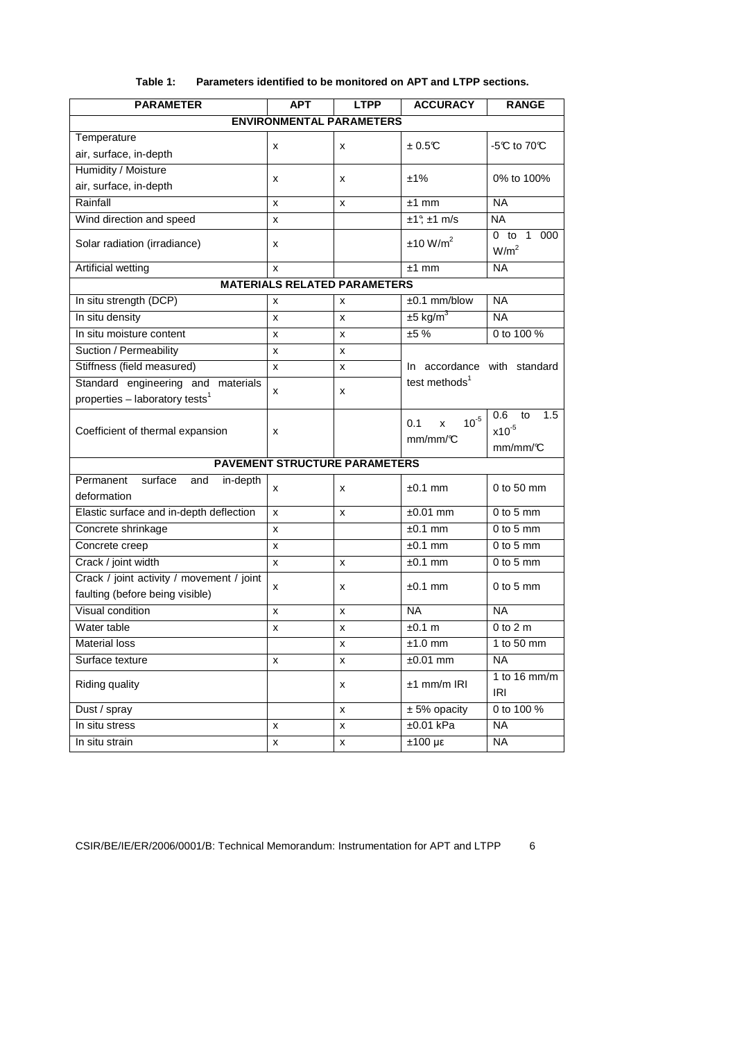**Table 1: Parameters identified to be monitored on APT and LTPP sections.**

| PARAMETER | APT | LTPP | ACCURACY | RANGE |
|---|---|---|---|---|
| **ENVIRONMENTAL PARAMETERS** | | | | |
| Temperature air, surface, in-depth | x | x | ± 0.5℃ | -5℃ to 70℃ |
| Humidity / Moisture air, surface, in-depth | x | x | ±1% | 0% to 100% |
| Rainfall | x | x | ±1 mm | NA |
| Wind direction and speed | x | | ±1°; ±1 m/s | NA |
| Solar radiation (irradiance) | x | | ±10 W/m$^2$ | 0 to 1 000 W/m$^2$ |
| Artificial wetting | x | | ±1 mm | NA |
| **MATERIALS RELATED PARAMETERS** | | | | |
| In situ strength (DCP) | x | x | ±0.1 mm/blow | NA |
| In situ density | x | x | ±5 kg/m$^3$ | NA |
| In situ moisture content | x | x | ±5 % | 0 to 100 % |
| Suction / Permeability | x | x | In accordance with standard test methods[1] | |
| Stiffness (field measured) | x | x | | |
| Standard engineering and materials properties – laboratory tests[1] | x | x | | |
| Coefficient of thermal expansion | x | | 0.1 x $10^{-5}$ mm/mm/℃ | 0.6 to 1.5 x$10^{-5}$ mm/mm/℃ |
| **PAVEMENT STRUCTURE PARAMETERS** | | | | |
| Permanent surface and in-depth deformation | x | x | ±0.1 mm | 0 to 50 mm |
| Elastic surface and in-depth deflection | x | x | ±0.01 mm | 0 to 5 mm |
| Concrete shrinkage | x | | ±0.1 mm | 0 to 5 mm |
| Concrete creep | x | | ±0.1 mm | 0 to 5 mm |
| Crack / joint width | x | x | ±0.1 mm | 0 to 5 mm |
| Crack / joint activity / movement / joint faulting (before being visible) | x | x | ±0.1 mm | 0 to 5 mm |
| Visual condition | x | x | NA | NA |
| Water table | x | x | ±0.1 m | 0 to 2 m |
| Material loss | | x | ±1.0 mm | 1 to 50 mm |
| Surface texture | x | x | ±0.01 mm | NA |
| Riding quality | | x | ±1 mm/m IRI | 1 to 16 mm/m IRI |
| Dust / spray | | x | ± 5% opacity | 0 to 100 % |
| In situ stress | x | x | ±0.01 kPa | NA |
| In situ strain | x | x | ±100 με | NA |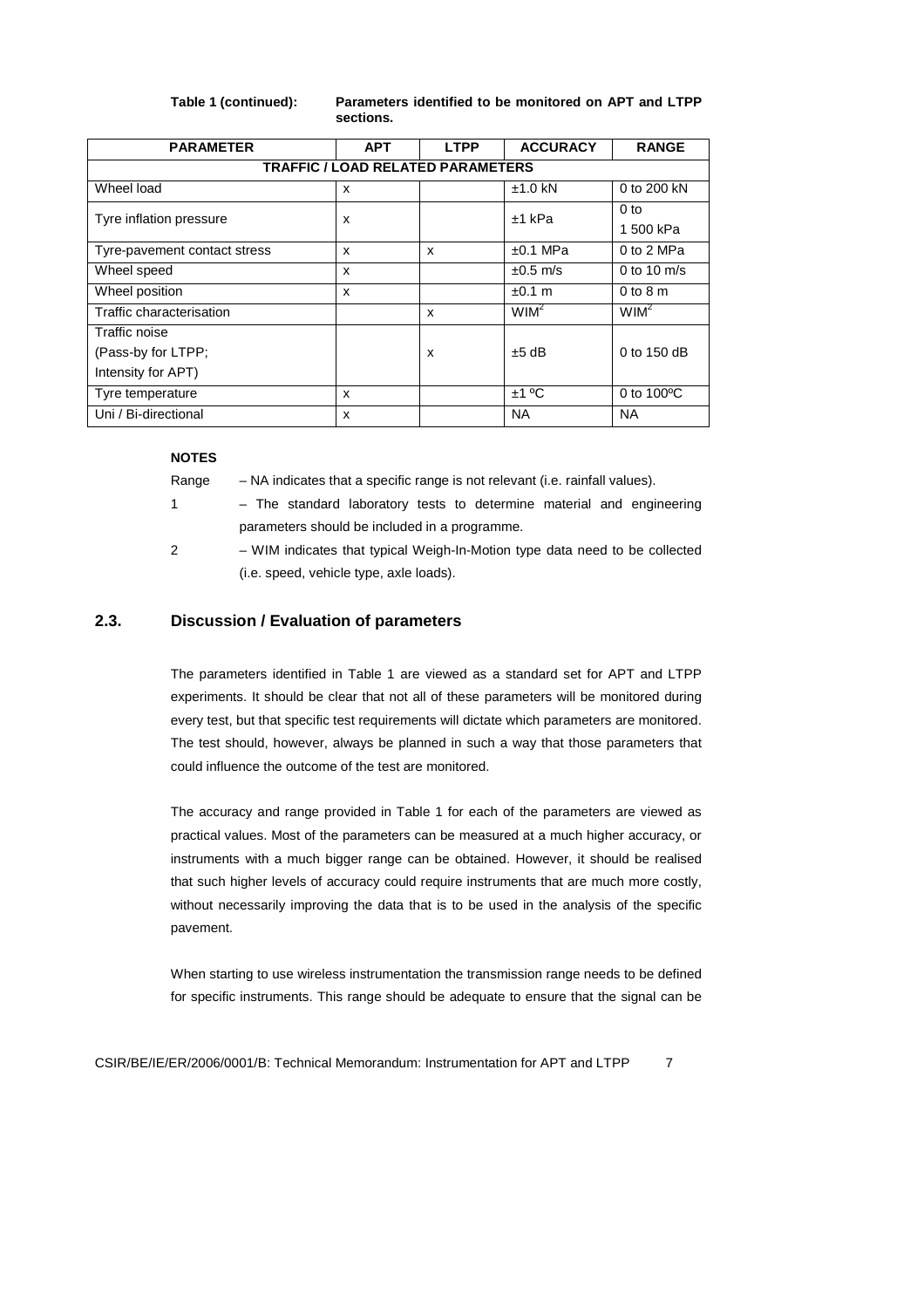**Table 1 (continued): Parameters identified to be monitored on APT and LTPP sections.**

| PARAMETER | APT | LTPP | ACCURACY | RANGE |
|---|---|---|---|---|
| **TRAFFIC / LOAD RELATED PARAMETERS** | | | | |
| Wheel load | x | | ±1.0 kN | 0 to 200 kN |
| Tyre inflation pressure | x | | ±1 kPa | 0 to 1 500 kPa |
| Tyre-pavement contact stress | x | x | ±0.1 MPa | 0 to 2 MPa |
| Wheel speed | x | | ±0.5 m/s | 0 to 10 m/s |
| Wheel position | x | | ±0.1 m | 0 to 8 m |
| Traffic characterisation | | x | WIM[2] | WIM[2] |
| Traffic noise (Pass-by for LTPP; Intensity for APT) | | x | ±5 dB | 0 to 150 dB |
| Tyre temperature | x | | ±1 ºC | 0 to 100ºC |
| Uni / Bi-directional | x | | NA | NA |

**NOTES**

Range – NA indicates that a specific range is not relevant (i.e. rainfall values).

1 – The standard laboratory tests to determine material and engineering parameters should be included in a programme.

2 – WIM indicates that typical Weigh-In-Motion type data need to be collected (i.e. speed, vehicle type, axle loads).

## 2.3. Discussion / Evaluation of parameters

The parameters identified in Table 1 are viewed as a standard set for APT and LTPP experiments. It should be clear that not all of these parameters will be monitored during every test, but that specific test requirements will dictate which parameters are monitored. The test should, however, always be planned in such a way that those parameters that could influence the outcome of the test are monitored.

The accuracy and range provided in Table 1 for each of the parameters are viewed as practical values. Most of the parameters can be measured at a much higher accuracy, or instruments with a much bigger range can be obtained. However, it should be realised that such higher levels of accuracy could require instruments that are much more costly, without necessarily improving the data that is to be used in the analysis of the specific pavement.

When starting to use wireless instrumentation the transmission range needs to be defined for specific instruments. This range should be adequate to ensure that the signal can be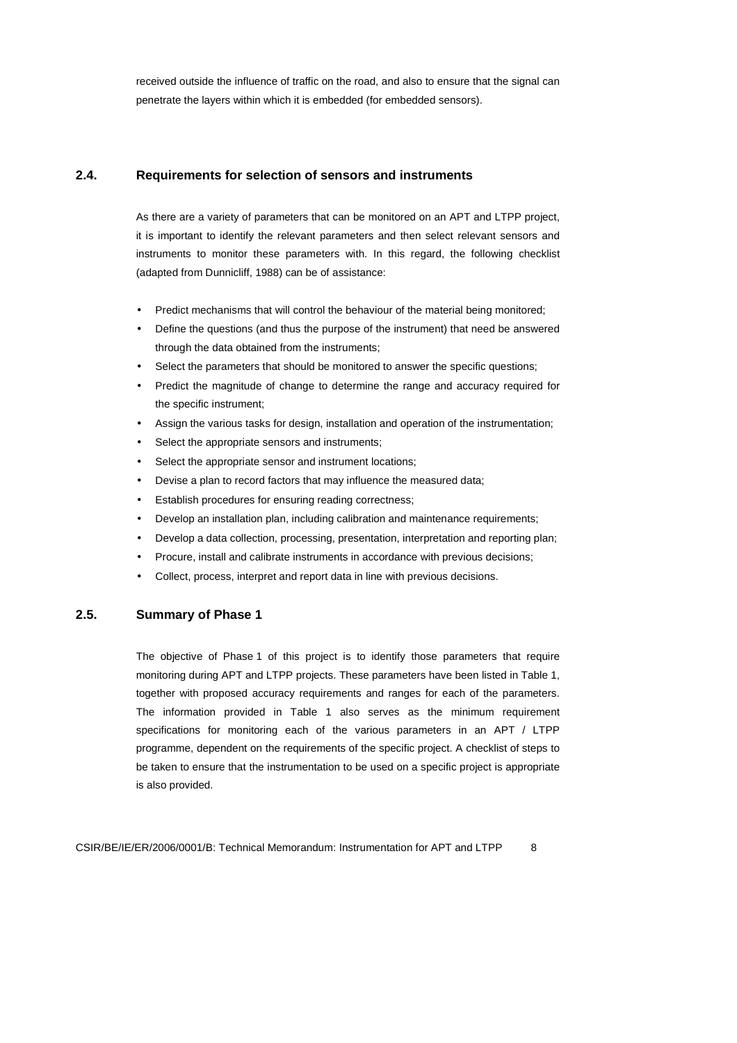received outside the influence of traffic on the road, and also to ensure that the signal can penetrate the layers within which it is embedded (for embedded sensors).

## 2.4. Requirements for selection of sensors and instruments

As there are a variety of parameters that can be monitored on an APT and LTPP project, it is important to identify the relevant parameters and then select relevant sensors and instruments to monitor these parameters with. In this regard, the following checklist (adapted from Dunnicliff, 1988) can be of assistance:

- Predict mechanisms that will control the behaviour of the material being monitored;
- Define the questions (and thus the purpose of the instrument) that need be answered through the data obtained from the instruments;
- Select the parameters that should be monitored to answer the specific questions;
- Predict the magnitude of change to determine the range and accuracy required for the specific instrument;
- Assign the various tasks for design, installation and operation of the instrumentation;
- Select the appropriate sensors and instruments;
- Select the appropriate sensor and instrument locations;
- Devise a plan to record factors that may influence the measured data;
- Establish procedures for ensuring reading correctness;
- Develop an installation plan, including calibration and maintenance requirements;
- Develop a data collection, processing, presentation, interpretation and reporting plan;
- Procure, install and calibrate instruments in accordance with previous decisions;
- Collect, process, interpret and report data in line with previous decisions.

## 2.5. Summary of Phase 1

The objective of Phase 1 of this project is to identify those parameters that require monitoring during APT and LTPP projects. These parameters have been listed in Table 1, together with proposed accuracy requirements and ranges for each of the parameters. The information provided in Table 1 also serves as the minimum requirement specifications for monitoring each of the various parameters in an APT / LTPP programme, dependent on the requirements of the specific project. A checklist of steps to be taken to ensure that the instrumentation to be used on a specific project is appropriate is also provided.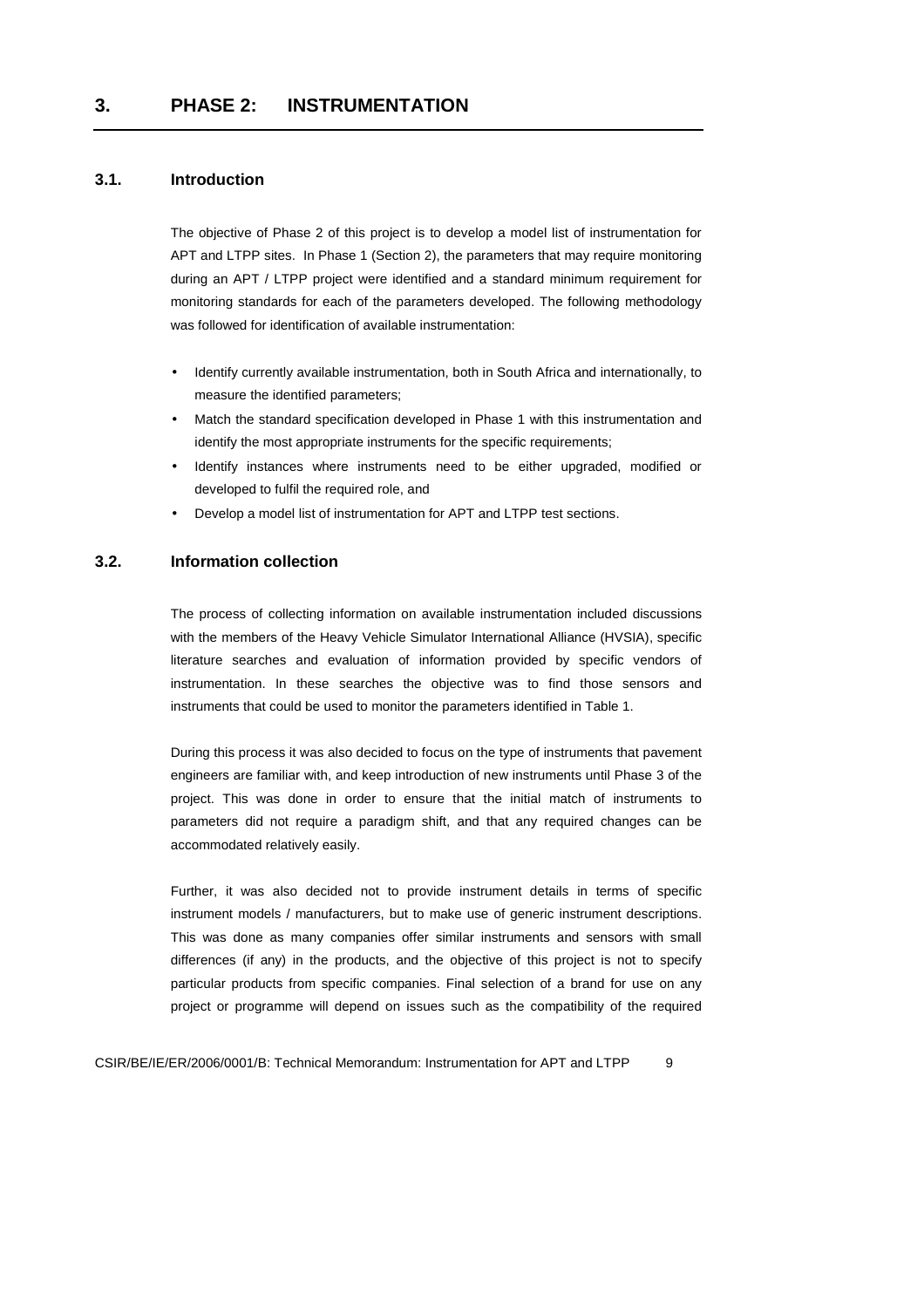# 3. PHASE 2: INSTRUMENTATION

## 3.1. Introduction

The objective of Phase 2 of this project is to develop a model list of instrumentation for APT and LTPP sites. In Phase 1 (Section 2), the parameters that may require monitoring during an APT / LTPP project were identified and a standard minimum requirement for monitoring standards for each of the parameters developed. The following methodology was followed for identification of available instrumentation:

- Identify currently available instrumentation, both in South Africa and internationally, to measure the identified parameters;
- Match the standard specification developed in Phase 1 with this instrumentation and identify the most appropriate instruments for the specific requirements;
- Identify instances where instruments need to be either upgraded, modified or developed to fulfil the required role, and
- Develop a model list of instrumentation for APT and LTPP test sections.

## 3.2. Information collection

The process of collecting information on available instrumentation included discussions with the members of the Heavy Vehicle Simulator International Alliance (HVSIA), specific literature searches and evaluation of information provided by specific vendors of instrumentation. In these searches the objective was to find those sensors and instruments that could be used to monitor the parameters identified in Table 1.

During this process it was also decided to focus on the type of instruments that pavement engineers are familiar with, and keep introduction of new instruments until Phase 3 of the project. This was done in order to ensure that the initial match of instruments to parameters did not require a paradigm shift, and that any required changes can be accommodated relatively easily.

Further, it was also decided not to provide instrument details in terms of specific instrument models / manufacturers, but to make use of generic instrument descriptions. This was done as many companies offer similar instruments and sensors with small differences (if any) in the products, and the objective of this project is not to specify particular products from specific companies. Final selection of a brand for use on any project or programme will depend on issues such as the compatibility of the required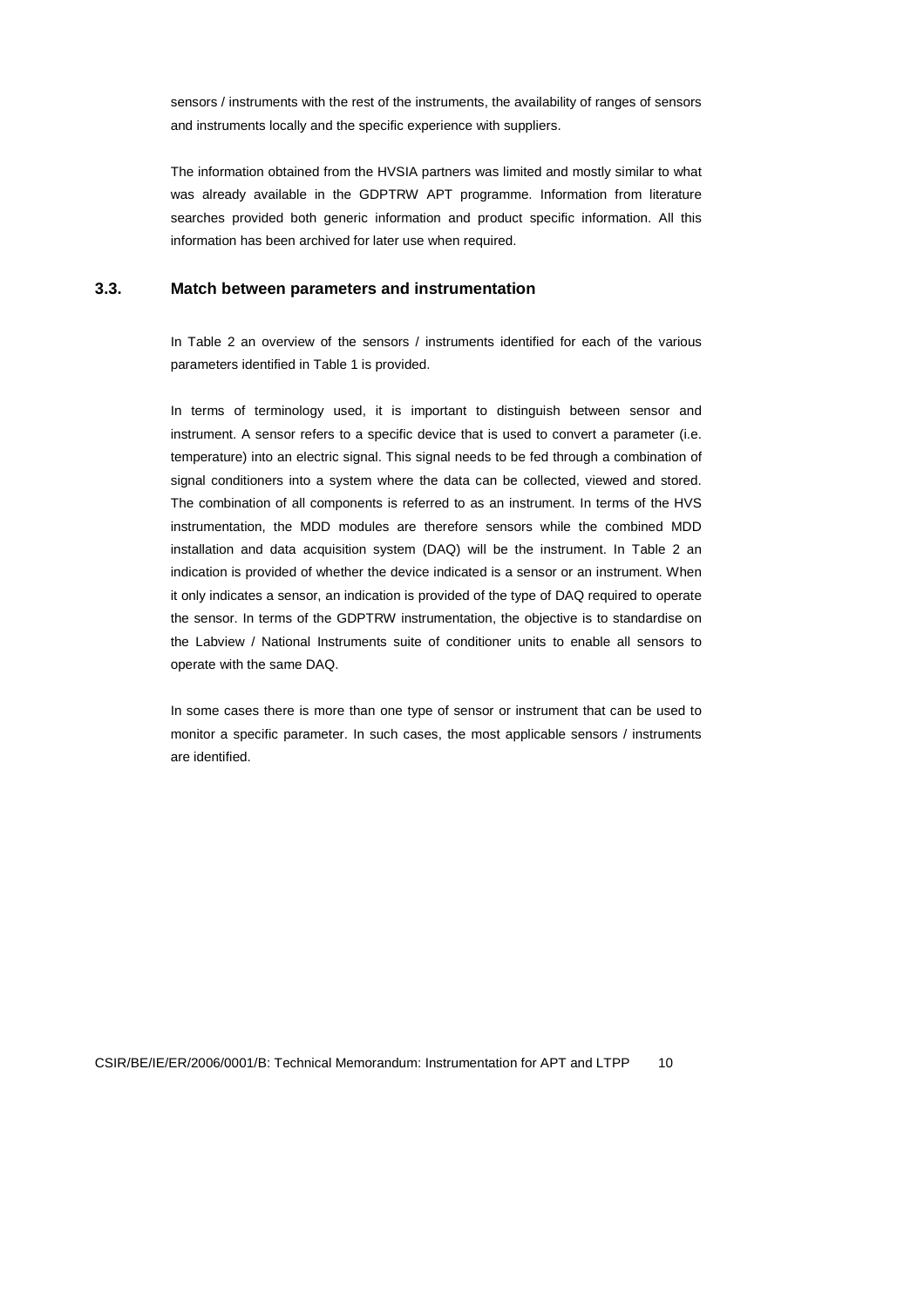sensors / instruments with the rest of the instruments, the availability of ranges of sensors and instruments locally and the specific experience with suppliers.

The information obtained from the HVSIA partners was limited and mostly similar to what was already available in the GDPTRW APT programme. Information from literature searches provided both generic information and product specific information. All this information has been archived for later use when required.

### 3.3. Match between parameters and instrumentation

In Table 2 an overview of the sensors / instruments identified for each of the various parameters identified in Table 1 is provided.

In terms of terminology used, it is important to distinguish between sensor and instrument. A sensor refers to a specific device that is used to convert a parameter (i.e. temperature) into an electric signal. This signal needs to be fed through a combination of signal conditioners into a system where the data can be collected, viewed and stored. The combination of all components is referred to as an instrument. In terms of the HVS instrumentation, the MDD modules are therefore sensors while the combined MDD installation and data acquisition system (DAQ) will be the instrument. In Table 2 an indication is provided of whether the device indicated is a sensor or an instrument. When it only indicates a sensor, an indication is provided of the type of DAQ required to operate the sensor. In terms of the GDPTRW instrumentation, the objective is to standardise on the Labview / National Instruments suite of conditioner units to enable all sensors to operate with the same DAQ.

In some cases there is more than one type of sensor or instrument that can be used to monitor a specific parameter. In such cases, the most applicable sensors / instruments are identified.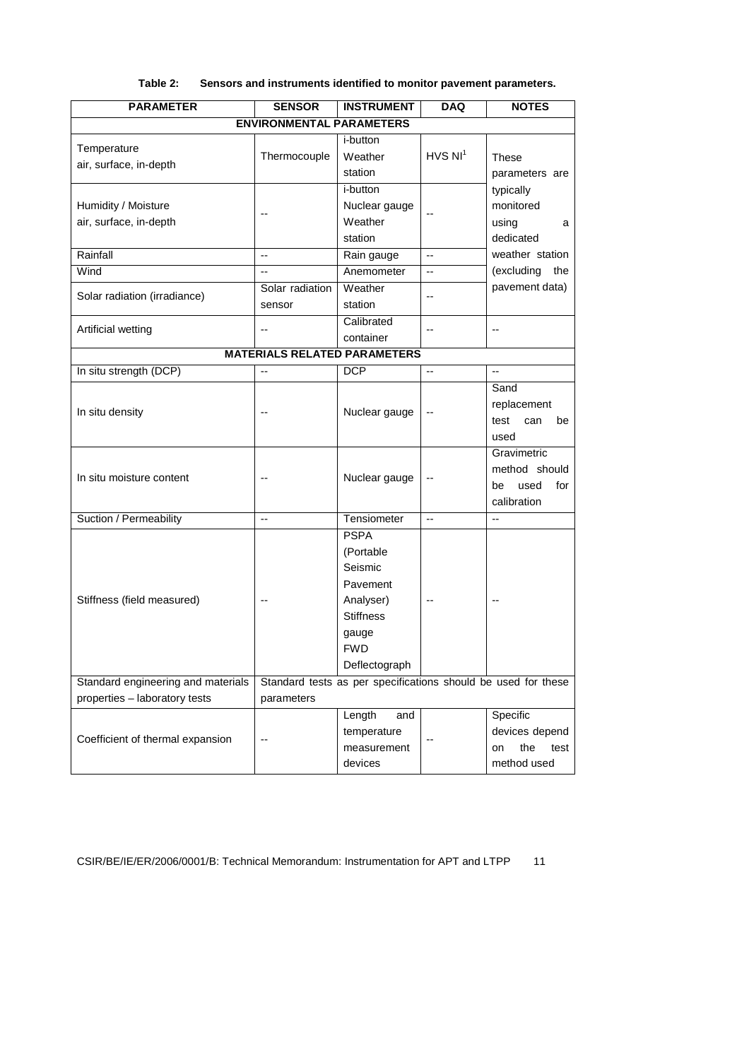**Table 2: Sensors and instruments identified to monitor pavement parameters.**

| PARAMETER | SENSOR | INSTRUMENT | DAQ | NOTES |
|---|---|---|---|---|
| **ENVIRONMENTAL PARAMETERS** | | | | |
| Temperature air, surface, in-depth | Thermocouple | i-button Weather station | HVS NI[1] | These parameters are typically monitored using a dedicated weather station (excluding the pavement data) |
| Humidity / Moisture air, surface, in-depth | -- | i-button Nuclear gauge Weather station | -- | |
| Rainfall | -- | Rain gauge | -- | |
| Wind | -- | Anemometer | -- | |
| Solar radiation (irradiance) | Solar radiation sensor | Weather station | -- | |
| Artificial wetting | -- | Calibrated container | -- | -- |
| **MATERIALS RELATED PARAMETERS** | | | | |
| In situ strength (DCP) | -- | DCP | -- | -- |
| In situ density | -- | Nuclear gauge | -- | Sand replacement test can be used |
| In situ moisture content | -- | Nuclear gauge | -- | Gravimetric method should be used for calibration |
| Suction / Permeability | -- | Tensiometer | -- | -- |
| Stiffness (field measured) | -- | PSPA (Portable Seismic Pavement Analyser) Stiffness gauge FWD Deflectograph | -- | -- |
| Standard engineering and materials properties – laboratory tests | Standard tests as per specifications should be used for these parameters | | | |
| Coefficient of thermal expansion | -- | Length and temperature measurement devices | -- | Specific devices depend on the test method used |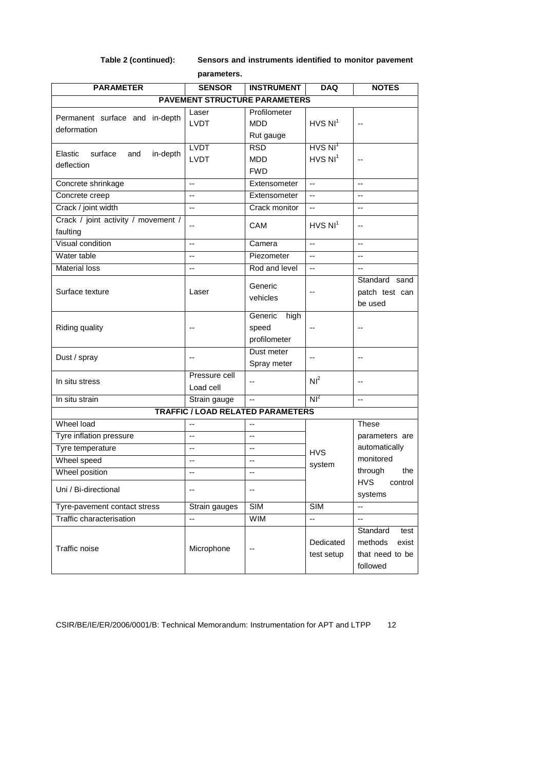**Table 2 (continued): Sensors and instruments identified to monitor pavement parameters.**

| PARAMETER | SENSOR | INSTRUMENT | DAQ | NOTES |
|---|---|---|---|---|
| **PAVEMENT STRUCTURE PARAMETERS** | | | | |
| Permanent surface and in-depth deformation | Laser<br>LVDT | Profilometer<br>MDD<br>Rut gauge | HVS NI[1] | -- |
| Elastic surface and in-depth deflection | LVDT<br>LVDT | RSD<br>MDD<br>FWD | HVS NI[1]<br>HVS NI[1] | -- |
| Concrete shrinkage | -- | Extensometer | -- | -- |
| Concrete creep | -- | Extensometer | -- | -- |
| Crack / joint width | -- | Crack monitor | -- | -- |
| Crack / joint activity / movement / faulting | -- | CAM | HVS NI[1] | -- |
| Visual condition | -- | Camera | -- | -- |
| Water table | -- | Piezometer | -- | -- |
| Material loss | -- | Rod and level | -- | -- |
| Surface texture | Laser | Generic vehicles | -- | Standard sand patch test can be used |
| Riding quality | -- | Generic high speed profilometer | -- | -- |
| Dust / spray | -- | Dust meter<br>Spray meter | -- | -- |
| In situ stress | Pressure cell<br>Load cell | -- | NI[2] | -- |
| In situ strain | Strain gauge | -- | NI[2] | -- |
| **TRAFFIC / LOAD RELATED PARAMETERS** | | | | |
| Wheel load | -- | -- | HVS system | These parameters are automatically monitored through the HVS control systems |
| Tyre inflation pressure | -- | -- | | |
| Tyre temperature | -- | -- | | |
| Wheel speed | -- | -- | | |
| Wheel position | -- | -- | | |
| Uni / Bi-directional | -- | -- | | |
| Tyre-pavement contact stress | Strain gauges | SIM | SIM | -- |
| Traffic characterisation | -- | WIM | -- | -- |
| Traffic noise | Microphone | -- | Dedicated test setup | Standard test methods exist that need to be followed |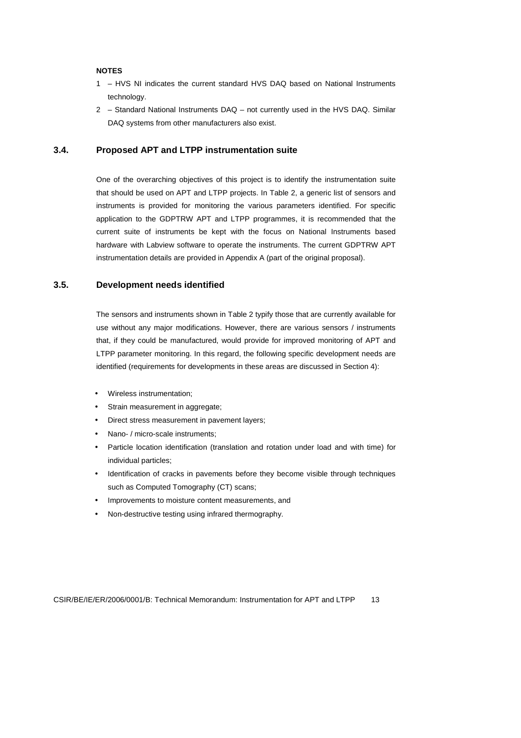**NOTES**

1 – HVS NI indicates the current standard HVS DAQ based on National Instruments technology.

2 – Standard National Instruments DAQ – not currently used in the HVS DAQ. Similar DAQ systems from other manufacturers also exist.

### 3.4. Proposed APT and LTPP instrumentation suite

One of the overarching objectives of this project is to identify the instrumentation suite that should be used on APT and LTPP projects. In Table 2, a generic list of sensors and instruments is provided for monitoring the various parameters identified. For specific application to the GDPTRW APT and LTPP programmes, it is recommended that the current suite of instruments be kept with the focus on National Instruments based hardware with Labview software to operate the instruments. The current GDPTRW APT instrumentation details are provided in Appendix A (part of the original proposal).

### 3.5. Development needs identified

The sensors and instruments shown in Table 2 typify those that are currently available for use without any major modifications. However, there are various sensors / instruments that, if they could be manufactured, would provide for improved monitoring of APT and LTPP parameter monitoring. In this regard, the following specific development needs are identified (requirements for developments in these areas are discussed in Section 4):

- Wireless instrumentation;
- Strain measurement in aggregate;
- Direct stress measurement in pavement layers;
- Nano- / micro-scale instruments;
- Particle location identification (translation and rotation under load and with time) for individual particles;
- Identification of cracks in pavements before they become visible through techniques such as Computed Tomography (CT) scans;
- Improvements to moisture content measurements, and
- Non-destructive testing using infrared thermography.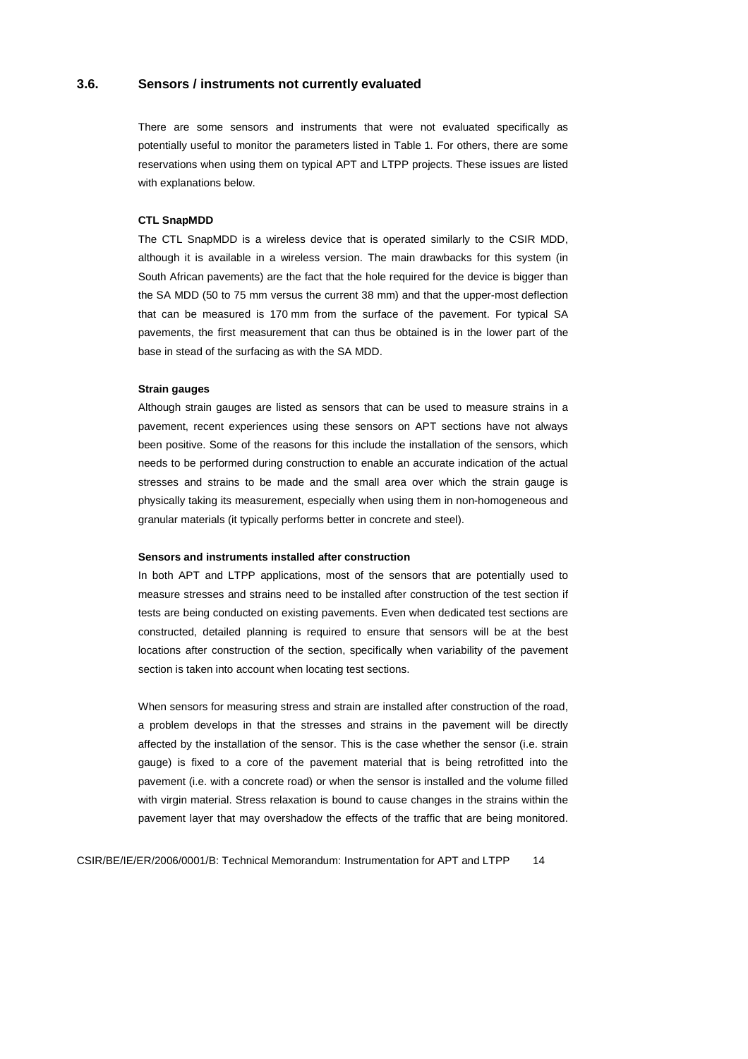## 3.6. Sensors / instruments not currently evaluated

There are some sensors and instruments that were not evaluated specifically as potentially useful to monitor the parameters listed in Table 1. For others, there are some reservations when using them on typical APT and LTPP projects. These issues are listed with explanations below.

**CTL SnapMDD**

The CTL SnapMDD is a wireless device that is operated similarly to the CSIR MDD, although it is available in a wireless version. The main drawbacks for this system (in South African pavements) are the fact that the hole required for the device is bigger than the SA MDD (50 to 75 mm versus the current 38 mm) and that the upper-most deflection that can be measured is 170 mm from the surface of the pavement. For typical SA pavements, the first measurement that can thus be obtained is in the lower part of the base in stead of the surfacing as with the SA MDD.

**Strain gauges**

Although strain gauges are listed as sensors that can be used to measure strains in a pavement, recent experiences using these sensors on APT sections have not always been positive. Some of the reasons for this include the installation of the sensors, which needs to be performed during construction to enable an accurate indication of the actual stresses and strains to be made and the small area over which the strain gauge is physically taking its measurement, especially when using them in non-homogeneous and granular materials (it typically performs better in concrete and steel).

**Sensors and instruments installed after construction**

In both APT and LTPP applications, most of the sensors that are potentially used to measure stresses and strains need to be installed after construction of the test section if tests are being conducted on existing pavements. Even when dedicated test sections are constructed, detailed planning is required to ensure that sensors will be at the best locations after construction of the section, specifically when variability of the pavement section is taken into account when locating test sections.

When sensors for measuring stress and strain are installed after construction of the road, a problem develops in that the stresses and strains in the pavement will be directly affected by the installation of the sensor. This is the case whether the sensor (i.e. strain gauge) is fixed to a core of the pavement material that is being retrofitted into the pavement (i.e. with a concrete road) or when the sensor is installed and the volume filled with virgin material. Stress relaxation is bound to cause changes in the strains within the pavement layer that may overshadow the effects of the traffic that are being monitored.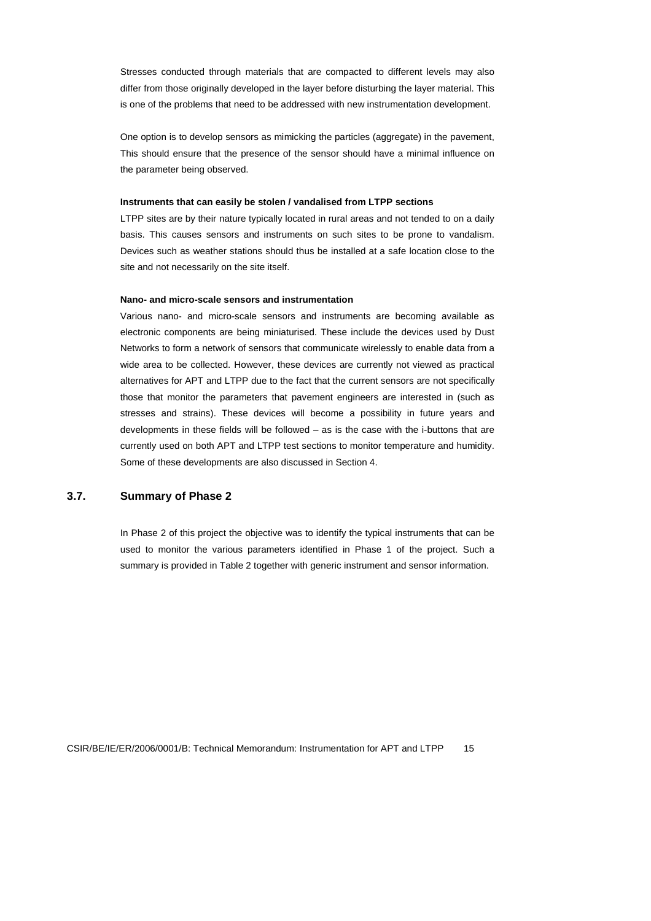Stresses conducted through materials that are compacted to different levels may also differ from those originally developed in the layer before disturbing the layer material. This is one of the problems that need to be addressed with new instrumentation development.

One option is to develop sensors as mimicking the particles (aggregate) in the pavement, This should ensure that the presence of the sensor should have a minimal influence on the parameter being observed.

**Instruments that can easily be stolen / vandalised from LTPP sections**

LTPP sites are by their nature typically located in rural areas and not tended to on a daily basis. This causes sensors and instruments on such sites to be prone to vandalism. Devices such as weather stations should thus be installed at a safe location close to the site and not necessarily on the site itself.

**Nano- and micro-scale sensors and instrumentation**

Various nano- and micro-scale sensors and instruments are becoming available as electronic components are being miniaturised. These include the devices used by Dust Networks to form a network of sensors that communicate wirelessly to enable data from a wide area to be collected. However, these devices are currently not viewed as practical alternatives for APT and LTPP due to the fact that the current sensors are not specifically those that monitor the parameters that pavement engineers are interested in (such as stresses and strains). These devices will become a possibility in future years and developments in these fields will be followed – as is the case with the i-buttons that are currently used on both APT and LTPP test sections to monitor temperature and humidity. Some of these developments are also discussed in Section 4.

## 3.7. Summary of Phase 2

In Phase 2 of this project the objective was to identify the typical instruments that can be used to monitor the various parameters identified in Phase 1 of the project. Such a summary is provided in Table 2 together with generic instrument and sensor information.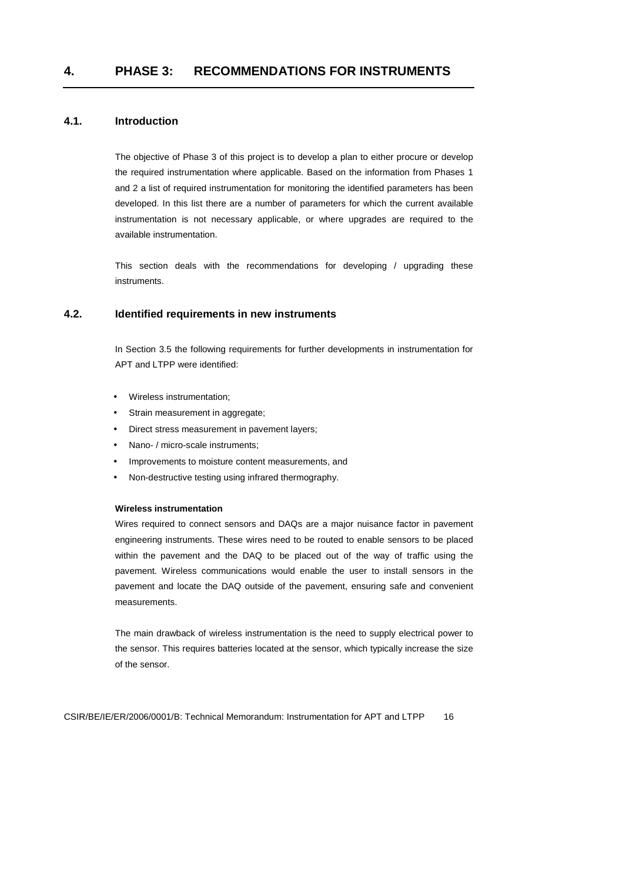# 4. PHASE 3: RECOMMENDATIONS FOR INSTRUMENTS

## 4.1. Introduction

The objective of Phase 3 of this project is to develop a plan to either procure or develop the required instrumentation where applicable. Based on the information from Phases 1 and 2 a list of required instrumentation for monitoring the identified parameters has been developed. In this list there are a number of parameters for which the current available instrumentation is not necessary applicable, or where upgrades are required to the available instrumentation.

This section deals with the recommendations for developing / upgrading these instruments.

## 4.2. Identified requirements in new instruments

In Section 3.5 the following requirements for further developments in instrumentation for APT and LTPP were identified:

- Wireless instrumentation;
- Strain measurement in aggregate;
- Direct stress measurement in pavement layers;
- Nano- / micro-scale instruments;
- Improvements to moisture content measurements, and
- Non-destructive testing using infrared thermography.

**Wireless instrumentation**

Wires required to connect sensors and DAQs are a major nuisance factor in pavement engineering instruments. These wires need to be routed to enable sensors to be placed within the pavement and the DAQ to be placed out of the way of traffic using the pavement. Wireless communications would enable the user to install sensors in the pavement and locate the DAQ outside of the pavement, ensuring safe and convenient measurements.

The main drawback of wireless instrumentation is the need to supply electrical power to the sensor. This requires batteries located at the sensor, which typically increase the size of the sensor.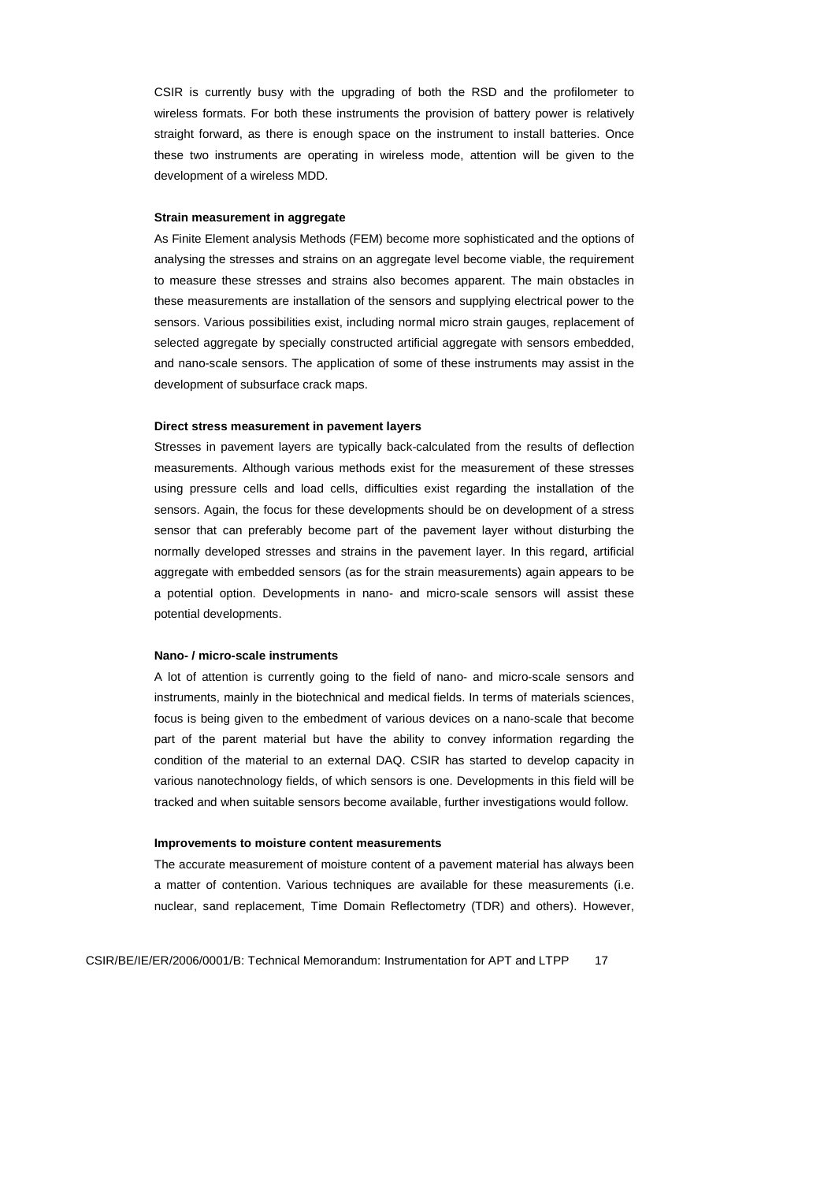CSIR is currently busy with the upgrading of both the RSD and the profilometer to wireless formats. For both these instruments the provision of battery power is relatively straight forward, as there is enough space on the instrument to install batteries. Once these two instruments are operating in wireless mode, attention will be given to the development of a wireless MDD.

**Strain measurement in aggregate**

As Finite Element analysis Methods (FEM) become more sophisticated and the options of analysing the stresses and strains on an aggregate level become viable, the requirement to measure these stresses and strains also becomes apparent. The main obstacles in these measurements are installation of the sensors and supplying electrical power to the sensors. Various possibilities exist, including normal micro strain gauges, replacement of selected aggregate by specially constructed artificial aggregate with sensors embedded, and nano-scale sensors. The application of some of these instruments may assist in the development of subsurface crack maps.

**Direct stress measurement in pavement layers**

Stresses in pavement layers are typically back-calculated from the results of deflection measurements. Although various methods exist for the measurement of these stresses using pressure cells and load cells, difficulties exist regarding the installation of the sensors. Again, the focus for these developments should be on development of a stress sensor that can preferably become part of the pavement layer without disturbing the normally developed stresses and strains in the pavement layer. In this regard, artificial aggregate with embedded sensors (as for the strain measurements) again appears to be a potential option. Developments in nano- and micro-scale sensors will assist these potential developments.

**Nano- / micro-scale instruments**

A lot of attention is currently going to the field of nano- and micro-scale sensors and instruments, mainly in the biotechnical and medical fields. In terms of materials sciences, focus is being given to the embedment of various devices on a nano-scale that become part of the parent material but have the ability to convey information regarding the condition of the material to an external DAQ. CSIR has started to develop capacity in various nanotechnology fields, of which sensors is one. Developments in this field will be tracked and when suitable sensors become available, further investigations would follow.

**Improvements to moisture content measurements**

The accurate measurement of moisture content of a pavement material has always been a matter of contention. Various techniques are available for these measurements (i.e. nuclear, sand replacement, Time Domain Reflectometry (TDR) and others). However,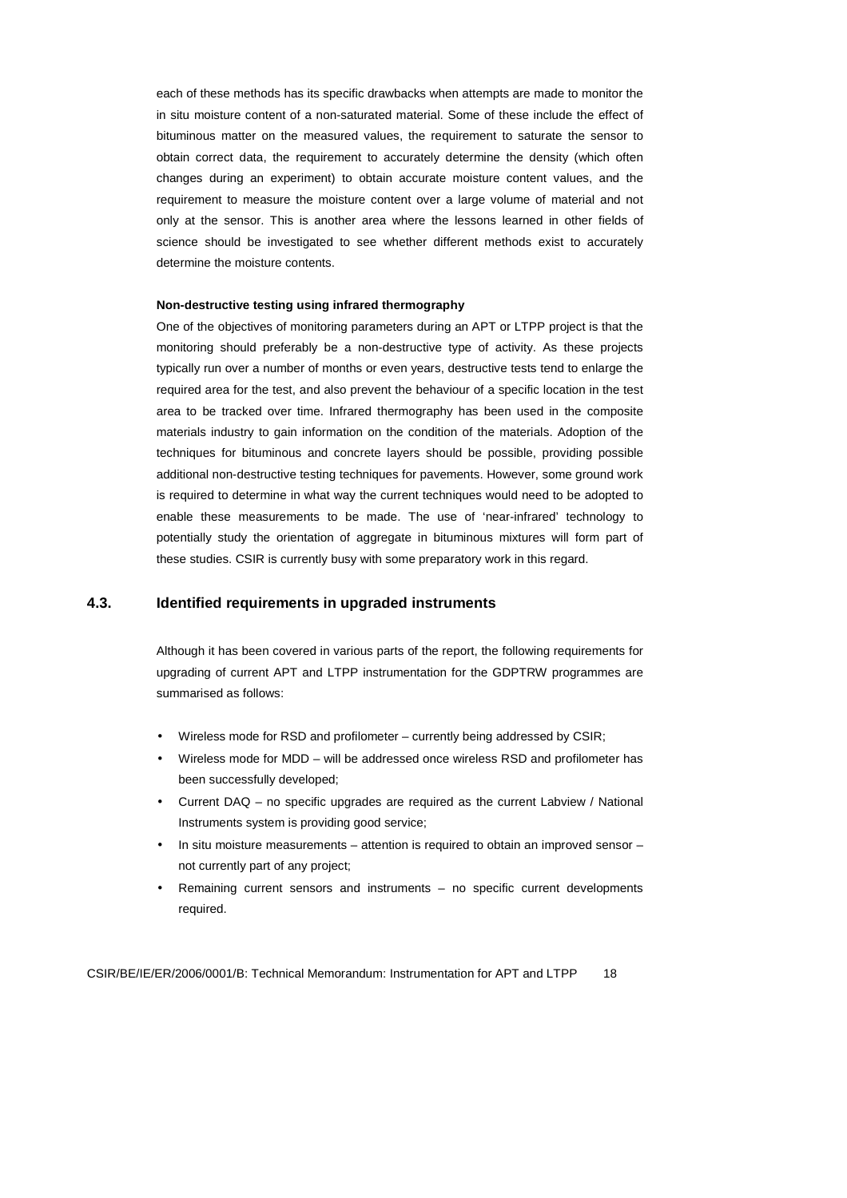each of these methods has its specific drawbacks when attempts are made to monitor the in situ moisture content of a non-saturated material. Some of these include the effect of bituminous matter on the measured values, the requirement to saturate the sensor to obtain correct data, the requirement to accurately determine the density (which often changes during an experiment) to obtain accurate moisture content values, and the requirement to measure the moisture content over a large volume of material and not only at the sensor. This is another area where the lessons learned in other fields of science should be investigated to see whether different methods exist to accurately determine the moisture contents.

**Non-destructive testing using infrared thermography**

One of the objectives of monitoring parameters during an APT or LTPP project is that the monitoring should preferably be a non-destructive type of activity. As these projects typically run over a number of months or even years, destructive tests tend to enlarge the required area for the test, and also prevent the behaviour of a specific location in the test area to be tracked over time. Infrared thermography has been used in the composite materials industry to gain information on the condition of the materials. Adoption of the techniques for bituminous and concrete layers should be possible, providing possible additional non-destructive testing techniques for pavements. However, some ground work is required to determine in what way the current techniques would need to be adopted to enable these measurements to be made. The use of 'near-infrared' technology to potentially study the orientation of aggregate in bituminous mixtures will form part of these studies. CSIR is currently busy with some preparatory work in this regard.

## 4.3. Identified requirements in upgraded instruments

Although it has been covered in various parts of the report, the following requirements for upgrading of current APT and LTPP instrumentation for the GDPTRW programmes are summarised as follows:

- Wireless mode for RSD and profilometer – currently being addressed by CSIR;
- Wireless mode for MDD – will be addressed once wireless RSD and profilometer has been successfully developed;
- Current DAQ – no specific upgrades are required as the current Labview / National Instruments system is providing good service;
- In situ moisture measurements – attention is required to obtain an improved sensor – not currently part of any project;
- Remaining current sensors and instruments – no specific current developments required.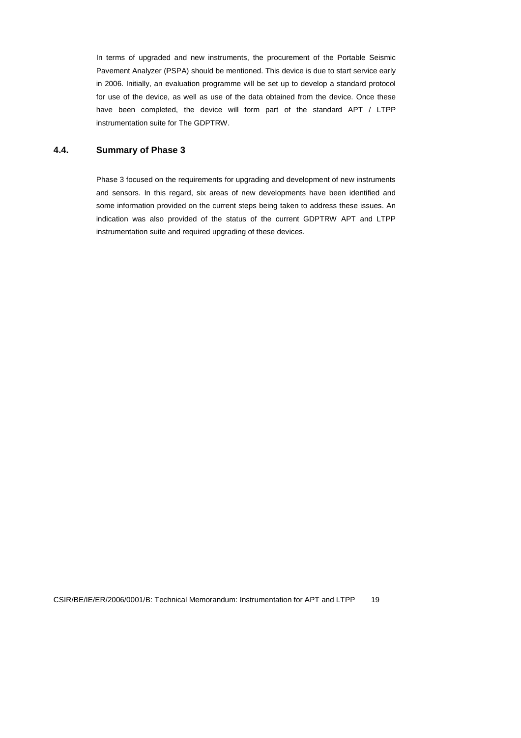In terms of upgraded and new instruments, the procurement of the Portable Seismic Pavement Analyzer (PSPA) should be mentioned. This device is due to start service early in 2006. Initially, an evaluation programme will be set up to develop a standard protocol for use of the device, as well as use of the data obtained from the device. Once these have been completed, the device will form part of the standard APT / LTPP instrumentation suite for The GDPTRW.

## 4.4. Summary of Phase 3

Phase 3 focused on the requirements for upgrading and development of new instruments and sensors. In this regard, six areas of new developments have been identified and some information provided on the current steps being taken to address these issues. An indication was also provided of the status of the current GDPTRW APT and LTPP instrumentation suite and required upgrading of these devices.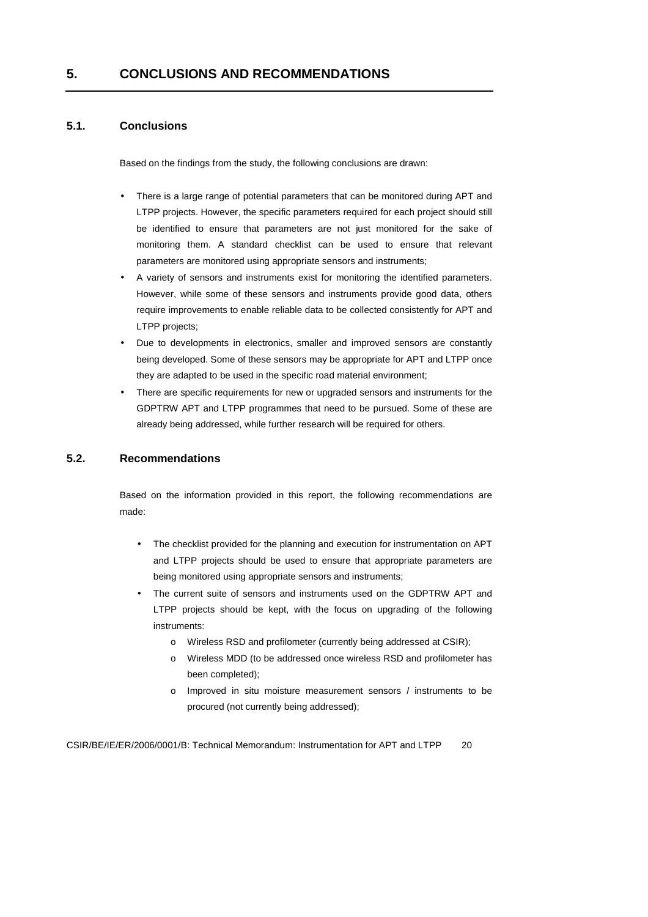# 5. CONCLUSIONS AND RECOMMENDATIONS

## 5.1. Conclusions

Based on the findings from the study, the following conclusions are drawn:

- There is a large range of potential parameters that can be monitored during APT and LTPP projects. However, the specific parameters required for each project should still be identified to ensure that parameters are not just monitored for the sake of monitoring them. A standard checklist can be used to ensure that relevant parameters are monitored using appropriate sensors and instruments;
- A variety of sensors and instruments exist for monitoring the identified parameters. However, while some of these sensors and instruments provide good data, others require improvements to enable reliable data to be collected consistently for APT and LTPP projects;
- Due to developments in electronics, smaller and improved sensors are constantly being developed. Some of these sensors may be appropriate for APT and LTPP once they are adapted to be used in the specific road material environment;
- There are specific requirements for new or upgraded sensors and instruments for the GDPTRW APT and LTPP programmes that need to be pursued. Some of these are already being addressed, while further research will be required for others.

## 5.2. Recommendations

Based on the information provided in this report, the following recommendations are made:

- The checklist provided for the planning and execution for instrumentation on APT and LTPP projects should be used to ensure that appropriate parameters are being monitored using appropriate sensors and instruments;
- The current suite of sensors and instruments used on the GDPTRW APT and LTPP projects should be kept, with the focus on upgrading of the following instruments:
  - Wireless RSD and profilometer (currently being addressed at CSIR);
  - Wireless MDD (to be addressed once wireless RSD and profilometer has been completed);
  - Improved in situ moisture measurement sensors / instruments to be procured (not currently being addressed);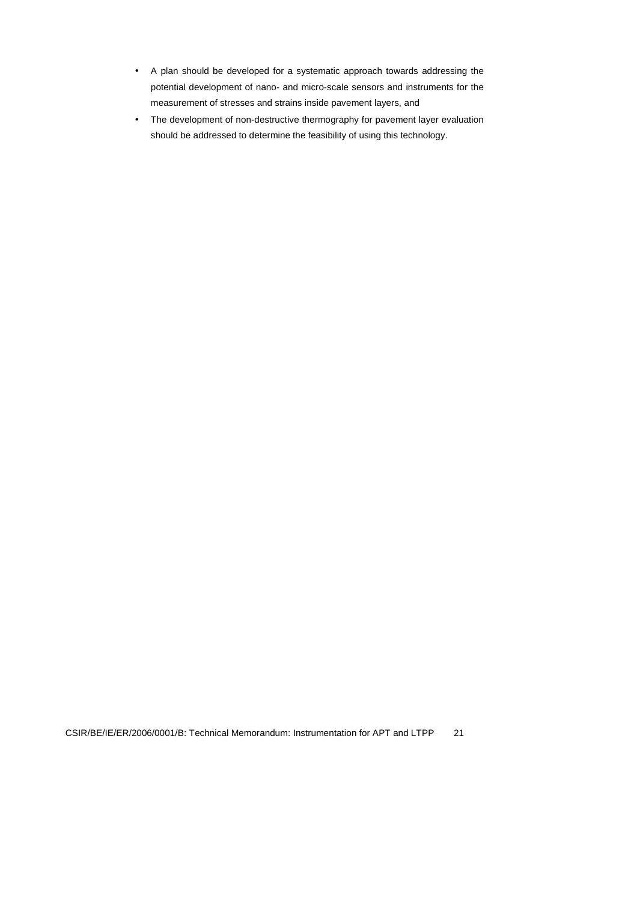- A plan should be developed for a systematic approach towards addressing the potential development of nano- and micro-scale sensors and instruments for the measurement of stresses and strains inside pavement layers, and
- The development of non-destructive thermography for pavement layer evaluation should be addressed to determine the feasibility of using this technology.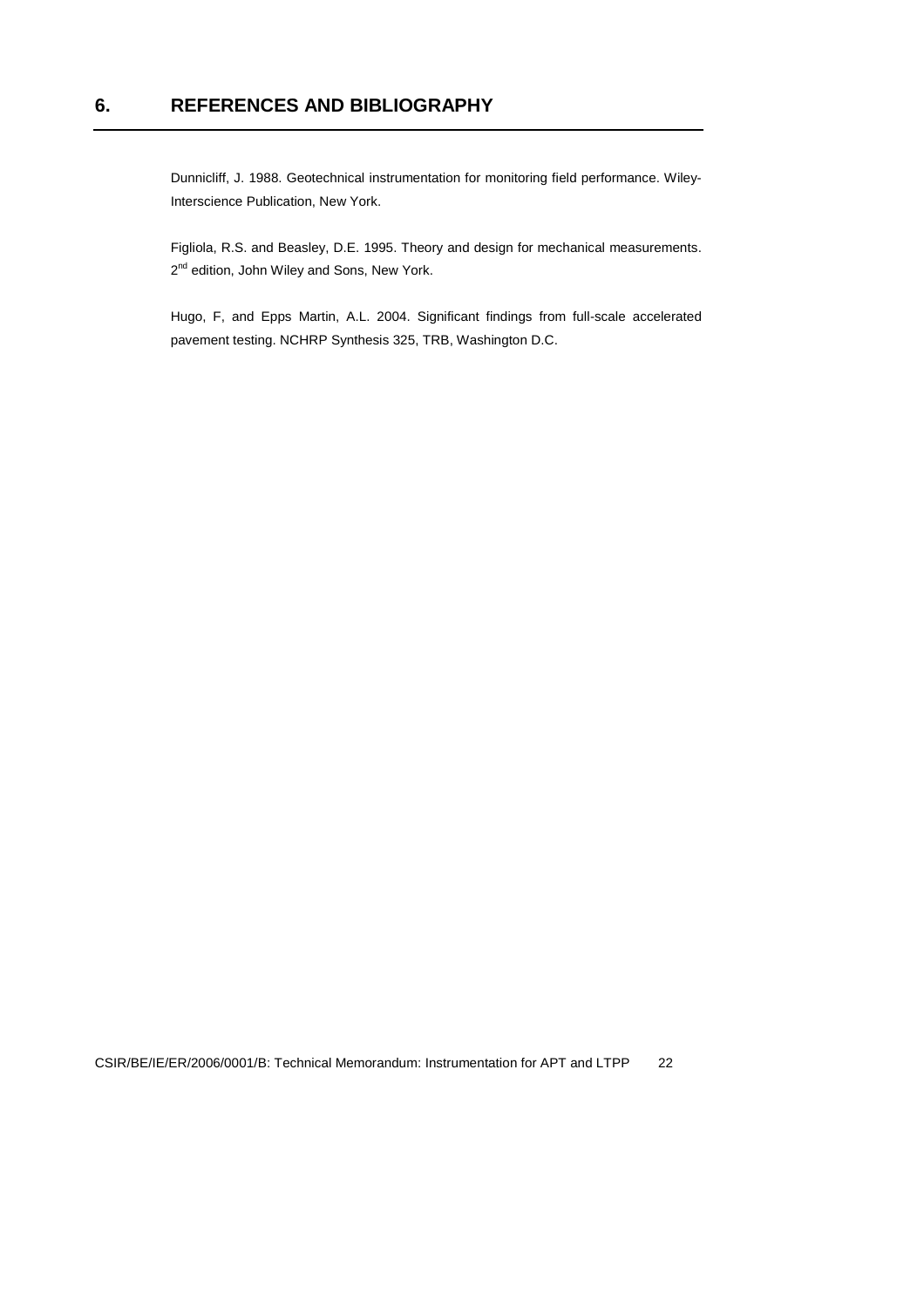# 6. REFERENCES AND BIBLIOGRAPHY

Dunnicliff, J. 1988. Geotechnical instrumentation for monitoring field performance. Wiley-Interscience Publication, New York.

Figliola, R.S. and Beasley, D.E. 1995. Theory and design for mechanical measurements. 2nd edition, John Wiley and Sons, New York.

Hugo, F, and Epps Martin, A.L. 2004. Significant findings from full-scale accelerated pavement testing. NCHRP Synthesis 325, TRB, Washington D.C.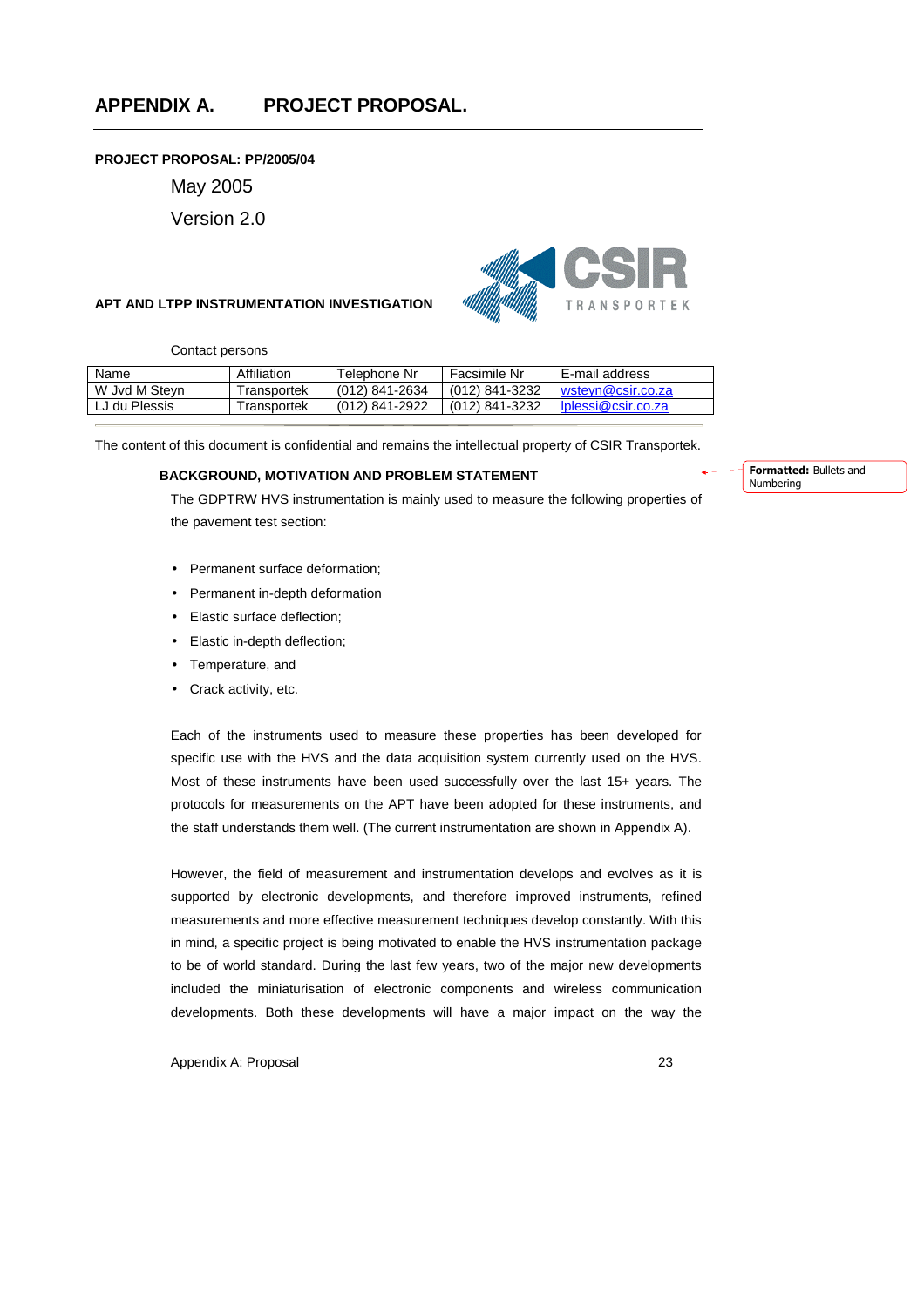# APPENDIX A. PROJECT PROPOSAL.

**PROJECT PROPOSAL: PP/2005/04**

May 2005

Version 2.0

**APT AND LTPP INSTRUMENTATION INVESTIGATION**

CSIR TRANSPORTEK

Contact persons

| Name | Affiliation | Telephone Nr | Facsimile Nr | E-mail address |
|---|---|---|---|---|
| W Jvd M Steyn | Transportek | (012) 841-2634 | (012) 841-3232 | wsteyn@csir.co.za |
| LJ du Plessis | Transportek | (012) 841-2922 | (012) 841-3232 | lplessi@csir.co.za |

The content of this document is confidential and remains the intellectual property of CSIR Transportek.

**Formatted:** Bullets and Numbering

### BACKGROUND, MOTIVATION AND PROBLEM STATEMENT

The GDPTRW HVS instrumentation is mainly used to measure the following properties of the pavement test section:

- Permanent surface deformation;
- Permanent in-depth deformation
- Elastic surface deflection;
- Elastic in-depth deflection;
- Temperature, and
- Crack activity, etc.

Each of the instruments used to measure these properties has been developed for specific use with the HVS and the data acquisition system currently used on the HVS. Most of these instruments have been used successfully over the last 15+ years. The protocols for measurements on the APT have been adopted for these instruments, and the staff understands them well. (The current instrumentation are shown in Appendix A).

However, the field of measurement and instrumentation develops and evolves as it is supported by electronic developments, and therefore improved instruments, refined measurements and more effective measurement techniques develop constantly. With this in mind, a specific project is being motivated to enable the HVS instrumentation package to be of world standard. During the last few years, two of the major new developments included the miniaturisation of electronic components and wireless communication developments. Both these developments will have a major impact on the way the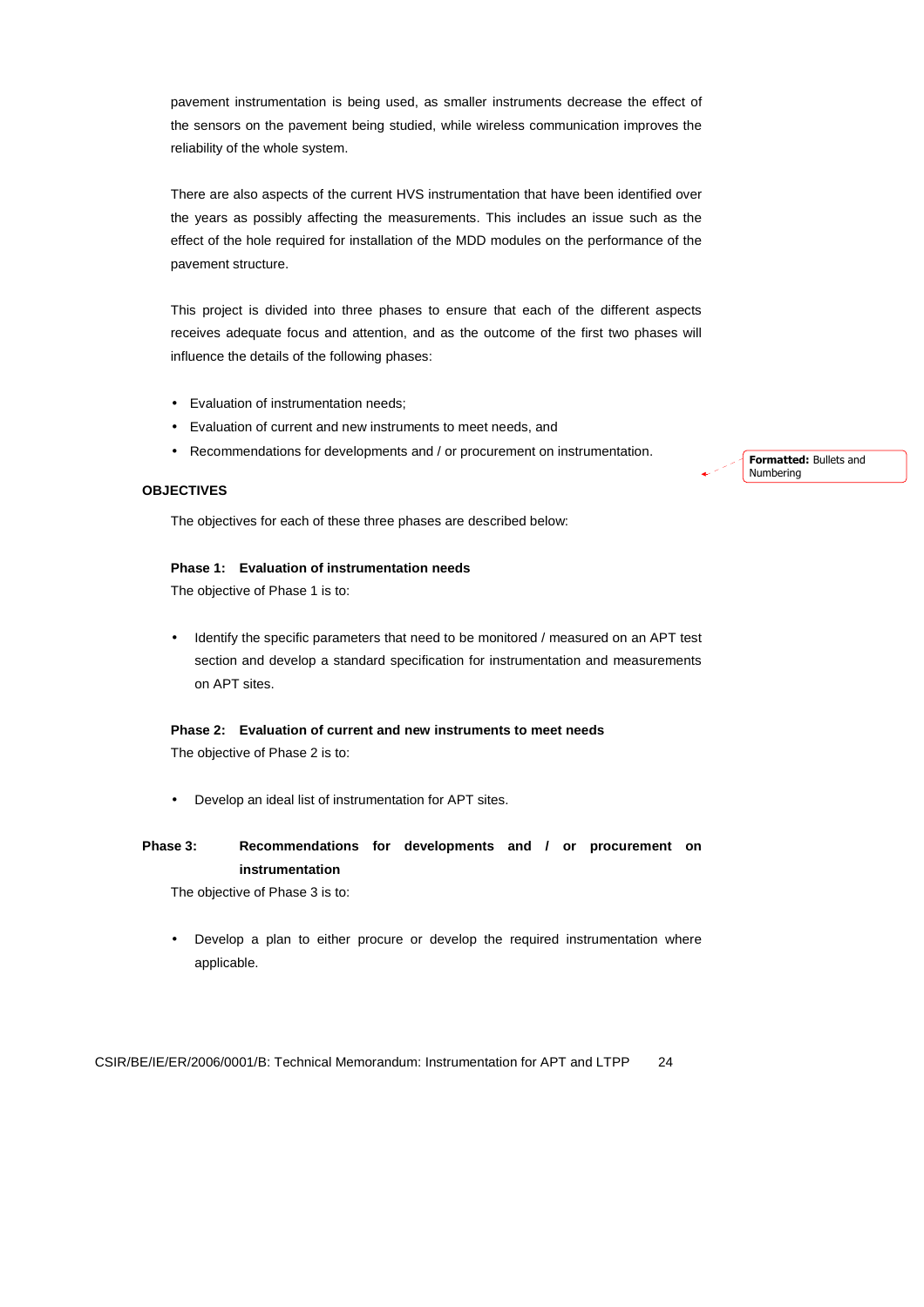pavement instrumentation is being used, as smaller instruments decrease the effect of the sensors on the pavement being studied, while wireless communication improves the reliability of the whole system.

There are also aspects of the current HVS instrumentation that have been identified over the years as possibly affecting the measurements. This includes an issue such as the effect of the hole required for installation of the MDD modules on the performance of the pavement structure.

This project is divided into three phases to ensure that each of the different aspects receives adequate focus and attention, and as the outcome of the first two phases will influence the details of the following phases:

- Evaluation of instrumentation needs;
- Evaluation of current and new instruments to meet needs, and
- Recommendations for developments and / or procurement on instrumentation.

## OBJECTIVES

The objectives for each of these three phases are described below:

### Phase 1: Evaluation of instrumentation needs

The objective of Phase 1 is to:

- Identify the specific parameters that need to be monitored / measured on an APT test section and develop a standard specification for instrumentation and measurements on APT sites.

### Phase 2: Evaluation of current and new instruments to meet needs

The objective of Phase 2 is to:

- Develop an ideal list of instrumentation for APT sites.

### Phase 3: Recommendations for developments and / or procurement on instrumentation

The objective of Phase 3 is to:

- Develop a plan to either procure or develop the required instrumentation where applicable.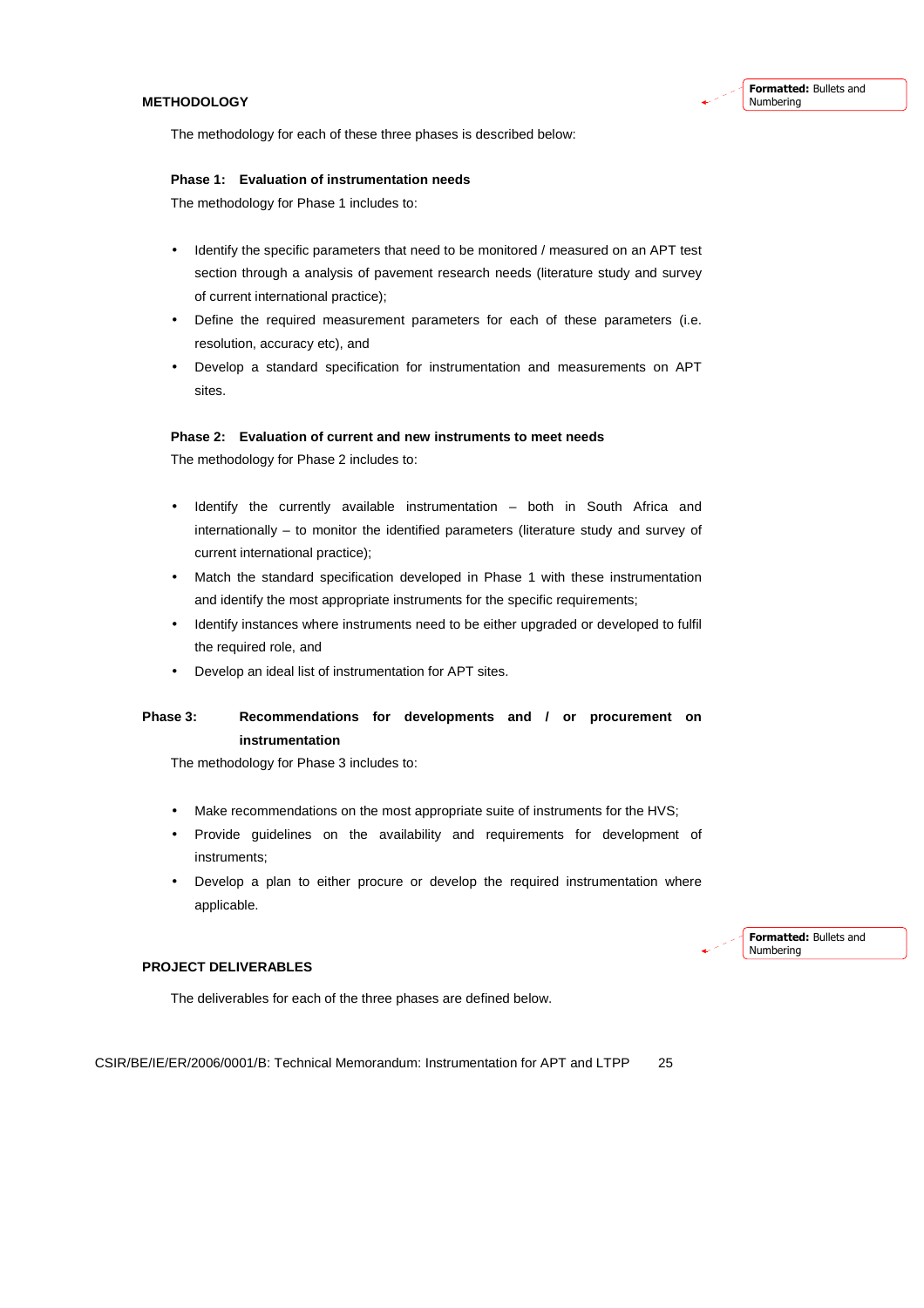## METHODOLOGY

The methodology for each of these three phases is described below:

**Phase 1: Evaluation of instrumentation needs**

The methodology for Phase 1 includes to:

- Identify the specific parameters that need to be monitored / measured on an APT test section through a analysis of pavement research needs (literature study and survey of current international practice);
- Define the required measurement parameters for each of these parameters (i.e. resolution, accuracy etc), and
- Develop a standard specification for instrumentation and measurements on APT sites.

**Phase 2: Evaluation of current and new instruments to meet needs**

The methodology for Phase 2 includes to:

- Identify the currently available instrumentation – both in South Africa and internationally – to monitor the identified parameters (literature study and survey of current international practice);
- Match the standard specification developed in Phase 1 with these instrumentation and identify the most appropriate instruments for the specific requirements;
- Identify instances where instruments need to be either upgraded or developed to fulfil the required role, and
- Develop an ideal list of instrumentation for APT sites.

**Phase 3: Recommendations for developments and / or procurement on instrumentation**

The methodology for Phase 3 includes to:

- Make recommendations on the most appropriate suite of instruments for the HVS;
- Provide guidelines on the availability and requirements for development of instruments;
- Develop a plan to either procure or develop the required instrumentation where applicable.

## PROJECT DELIVERABLES

The deliverables for each of the three phases are defined below.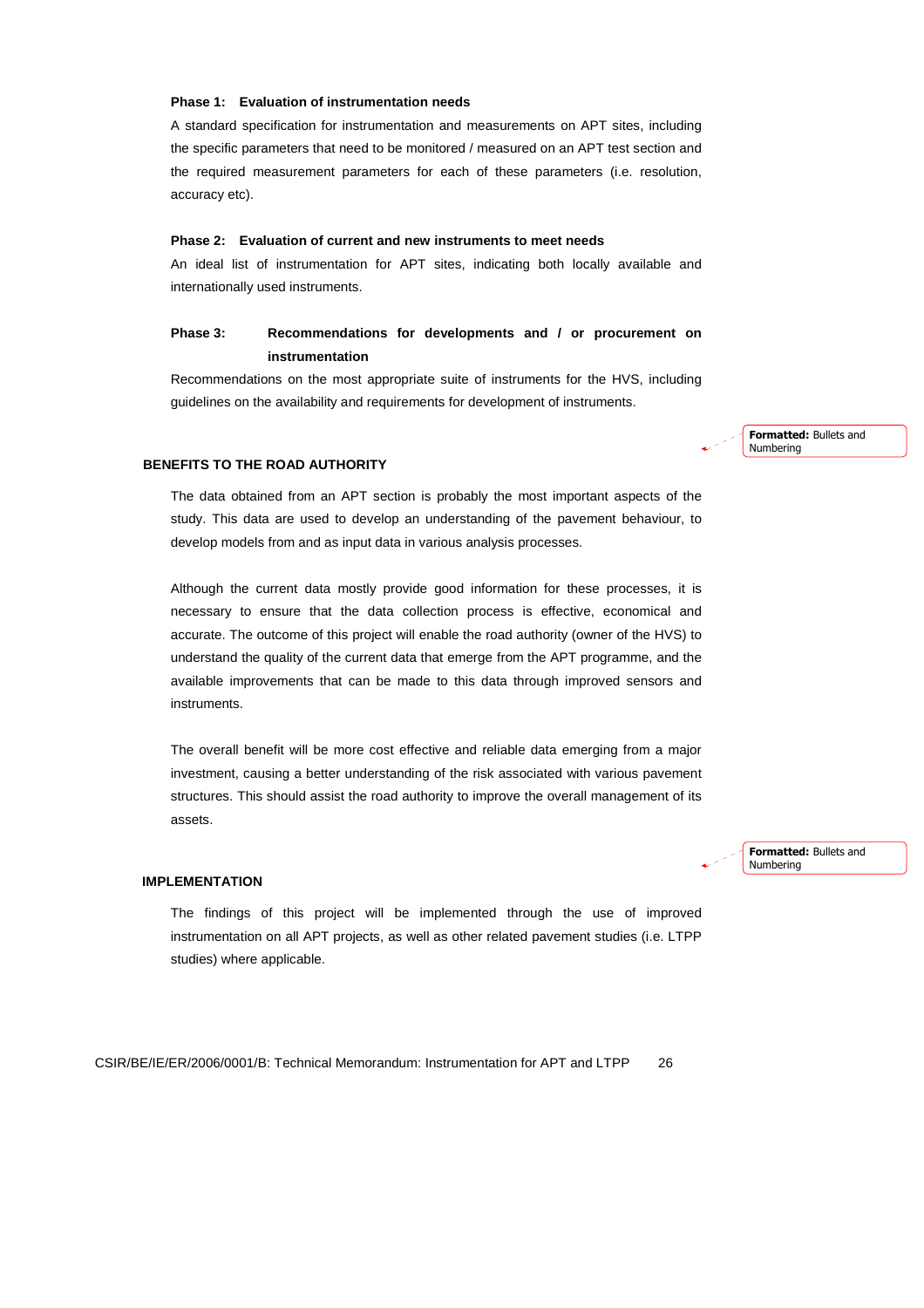**Phase 1: Evaluation of instrumentation needs**

A standard specification for instrumentation and measurements on APT sites, including the specific parameters that need to be monitored / measured on an APT test section and the required measurement parameters for each of these parameters (i.e. resolution, accuracy etc).

**Phase 2: Evaluation of current and new instruments to meet needs**

An ideal list of instrumentation for APT sites, indicating both locally available and internationally used instruments.

**Phase 3: Recommendations for developments and / or procurement on instrumentation**

Recommendations on the most appropriate suite of instruments for the HVS, including guidelines on the availability and requirements for development of instruments.

## BENEFITS TO THE ROAD AUTHORITY

The data obtained from an APT section is probably the most important aspects of the study. This data are used to develop an understanding of the pavement behaviour, to develop models from and as input data in various analysis processes.

Although the current data mostly provide good information for these processes, it is necessary to ensure that the data collection process is effective, economical and accurate. The outcome of this project will enable the road authority (owner of the HVS) to understand the quality of the current data that emerge from the APT programme, and the available improvements that can be made to this data through improved sensors and instruments.

The overall benefit will be more cost effective and reliable data emerging from a major investment, causing a better understanding of the risk associated with various pavement structures. This should assist the road authority to improve the overall management of its assets.

## IMPLEMENTATION

The findings of this project will be implemented through the use of improved instrumentation on all APT projects, as well as other related pavement studies (i.e. LTPP studies) where applicable.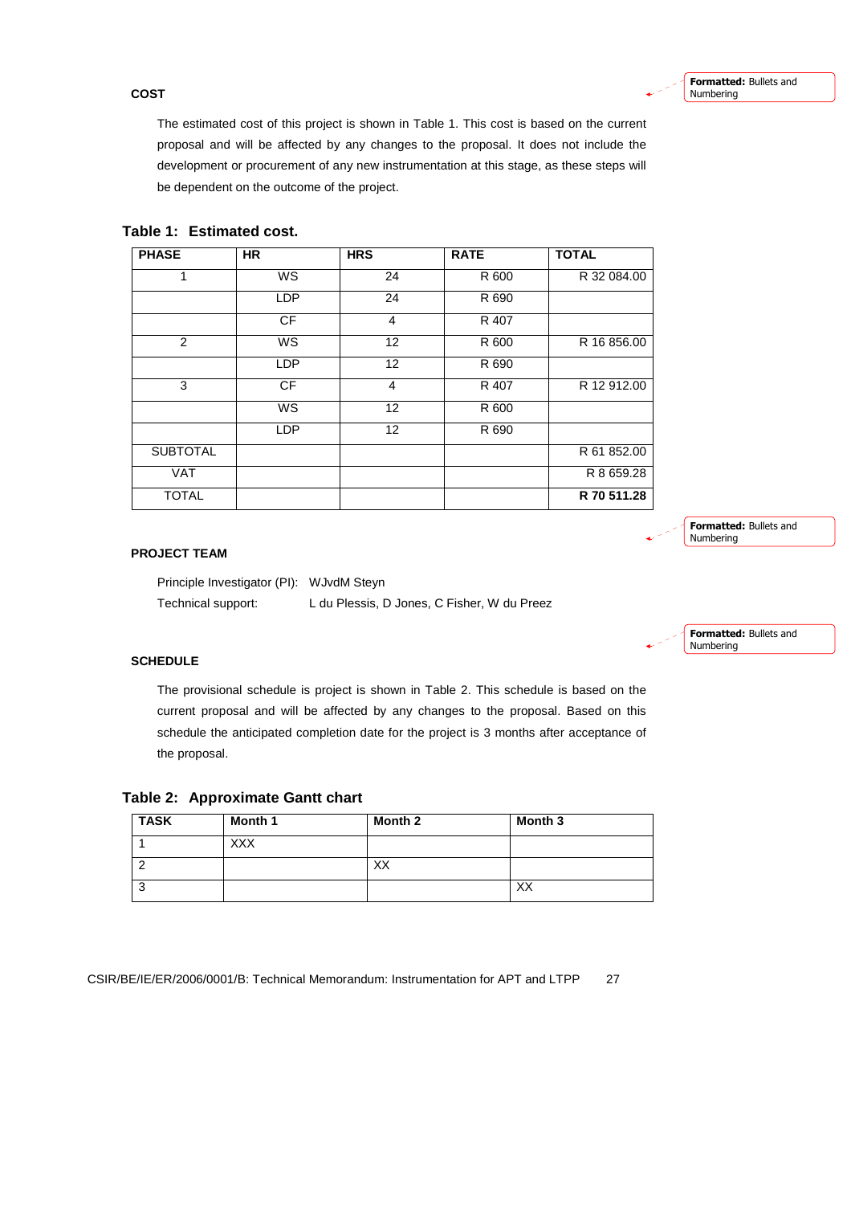## COST

The estimated cost of this project is shown in Table 1. This cost is based on the current proposal and will be affected by any changes to the proposal. It does not include the development or procurement of any new instrumentation at this stage, as these steps will be dependent on the outcome of the project.

**Table 1: Estimated cost.**

| PHASE | HR | HRS | RATE | TOTAL |
|---|---|---|---|---|
| 1 | WS | 24 | R 600 | R 32 084.00 |
| | LDP | 24 | R 690 | |
| | CF | 4 | R 407 | |
| 2 | WS | 12 | R 600 | R 16 856.00 |
| | LDP | 12 | R 690 | |
| 3 | CF | 4 | R 407 | R 12 912.00 |
| | WS | 12 | R 600 | |
| | LDP | 12 | R 690 | |
| SUBTOTAL | | | | R 61 852.00 |
| VAT | | | | R 8 659.28 |
| TOTAL | | | | **R 70 511.28** |

## PROJECT TEAM

Principle Investigator (PI): WJvdM Steyn

Technical support: L du Plessis, D Jones, C Fisher, W du Preez

## SCHEDULE

The provisional schedule is project is shown in Table 2. This schedule is based on the current proposal and will be affected by any changes to the proposal. Based on this schedule the anticipated completion date for the project is 3 months after acceptance of the proposal.

**Table 2: Approximate Gantt chart**

| TASK | Month 1 | Month 2 | Month 3 |
|---|---|---|---|
| 1 | XXX | | |
| 2 | | XX | |
| 3 | | | XX |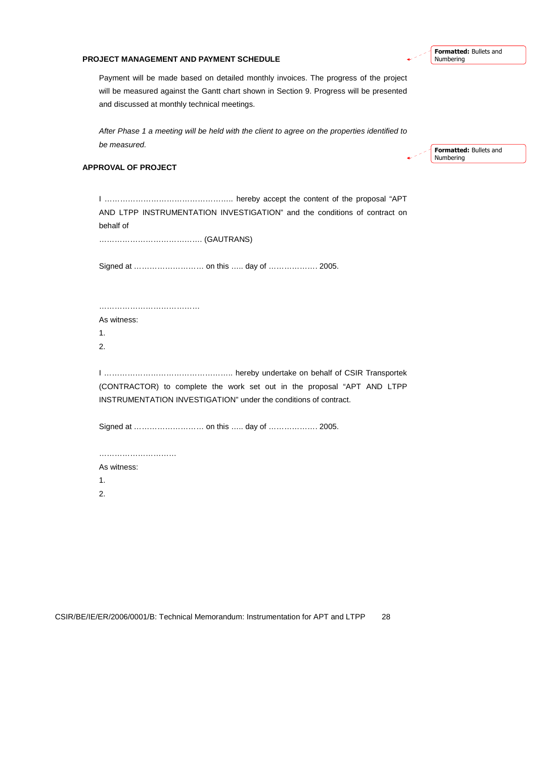## PROJECT MANAGEMENT AND PAYMENT SCHEDULE

Payment will be made based on detailed monthly invoices. The progress of the project will be measured against the Gantt chart shown in Section 9. Progress will be presented and discussed at monthly technical meetings.

*After Phase 1 a meeting will be held with the client to agree on the properties identified to be measured.*

## APPROVAL OF PROJECT

I …………………………………………….. hereby accept the content of the proposal “APT AND LTPP INSTRUMENTATION INVESTIGATION” and the conditions of contract on behalf of

………………………………….. (GAUTRANS)

Signed at ……………………… on this ….. day of ………………. 2005.

…………………………………

As witness:

1.

2.

I …………………………………………….. hereby undertake on behalf of CSIR Transportek (CONTRACTOR) to complete the work set out in the proposal “APT AND LTPP INSTRUMENTATION INVESTIGATION” under the conditions of contract.

Signed at ……………………… on this ….. day of ………………. 2005.

…………………………

As witness:

1.

2.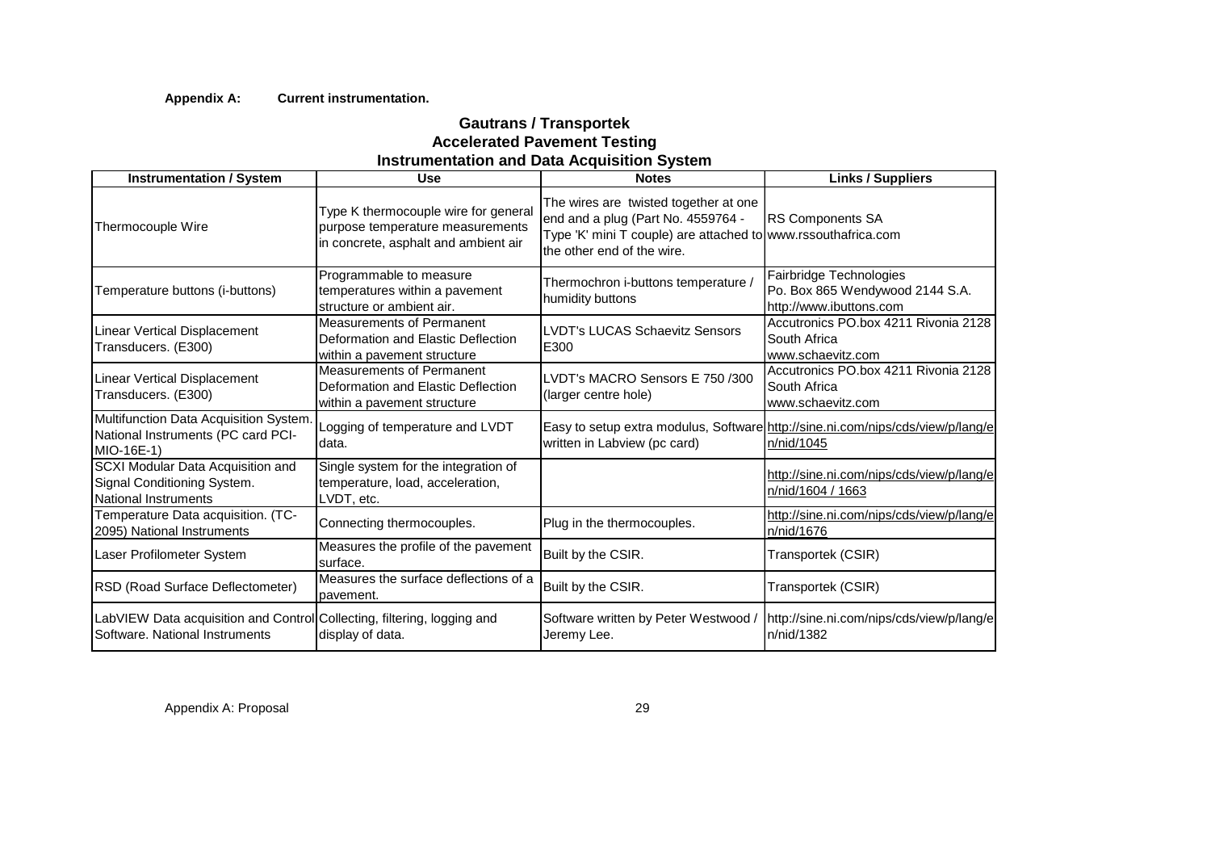**Appendix A:  Current instrumentation.**

## Gautrans / Transportek
## Accelerated Pavement Testing
## Instrumentation and Data Acquisition System

| Instrumentation / System | Use | Notes | Links / Suppliers |
|---|---|---|---|
| Thermocouple Wire | Type K thermocouple wire for general purpose temperature measurements in concrete, asphalt and ambient air | The wires are twisted together at one end and a plug (Part No. 4559764 - Type 'K' mini T couple) are attached to the other end of the wire. | RS Components SA www.rssouthafrica.com |
| Temperature buttons (i-buttons) | Programmable to measure temperatures within a pavement structure or ambient air. | Thermochron i-buttons temperature / humidity buttons | Fairbridge Technologies Po. Box 865 Wendywood 2144 S.A. http://www.ibuttons.com |
| Linear Vertical Displacement Transducers. (E300) | Measurements of Permanent Deformation and Elastic Deflection within a pavement structure | LVDT's LUCAS Schaevitz Sensors E300 | Accutronics PO.box 4211 Rivonia 2128 South Africa www.schaevitz.com |
| Linear Vertical Displacement Transducers. (E300) | Measurements of Permanent Deformation and Elastic Deflection within a pavement structure | LVDT's MACRO Sensors E 750 /300 (larger centre hole) | Accutronics PO.box 4211 Rivonia 2128 South Africa www.schaevitz.com |
| Multifunction Data Acquisition System. National Instruments (PC card PCI-MIO-16E-1) | Logging of temperature and LVDT data. | Easy to setup extra modulus, Software written in Labview (pc card) | http://sine.ni.com/nips/cds/view/p/lang/en/nid/1045 |
| SCXI Modular Data Acquisition and Signal Conditioning System. National Instruments | Single system for the integration of temperature, load, acceleration, LVDT, etc. | | http://sine.ni.com/nips/cds/view/p/lang/en/nid/1604 / 1663 |
| Temperature Data acquisition. (TC-2095) National Instruments | Connecting thermocouples. | Plug in the thermocouples. | http://sine.ni.com/nips/cds/view/p/lang/en/nid/1676 |
| Laser Profilometer System | Measures the profile of the pavement surface. | Built by the CSIR. | Transportek (CSIR) |
| RSD (Road Surface Deflectometer) | Measures the surface deflections of a pavement. | Built by the CSIR. | Transportek (CSIR) |
| LabVIEW Data acquisition and Control Software. National Instruments | Collecting, filtering, logging and display of data. | Software written by Peter Westwood / Jeremy Lee. | http://sine.ni.com/nips/cds/view/p/lang/en/nid/1382 |

Appendix A: Proposal